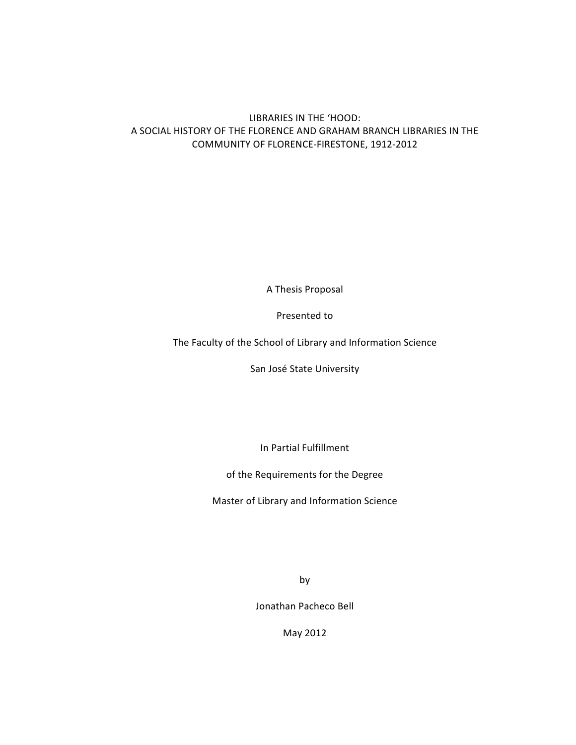# LIBRARIES IN THE 'HOOD:
# A SOCIAL HISTORY OF THE FLORENCE AND GRAHAM BRANCH LIBRARIES IN THE COMMUNITY OF FLORENCE-FIRESTONE, 1912-2012

A Thesis Proposal

Presented to

The Faculty of the School of Library and Information Science

San José State University

In Partial Fulfillment

of the Requirements for the Degree

Master of Library and Information Science

by

Jonathan Pacheco Bell

May 2012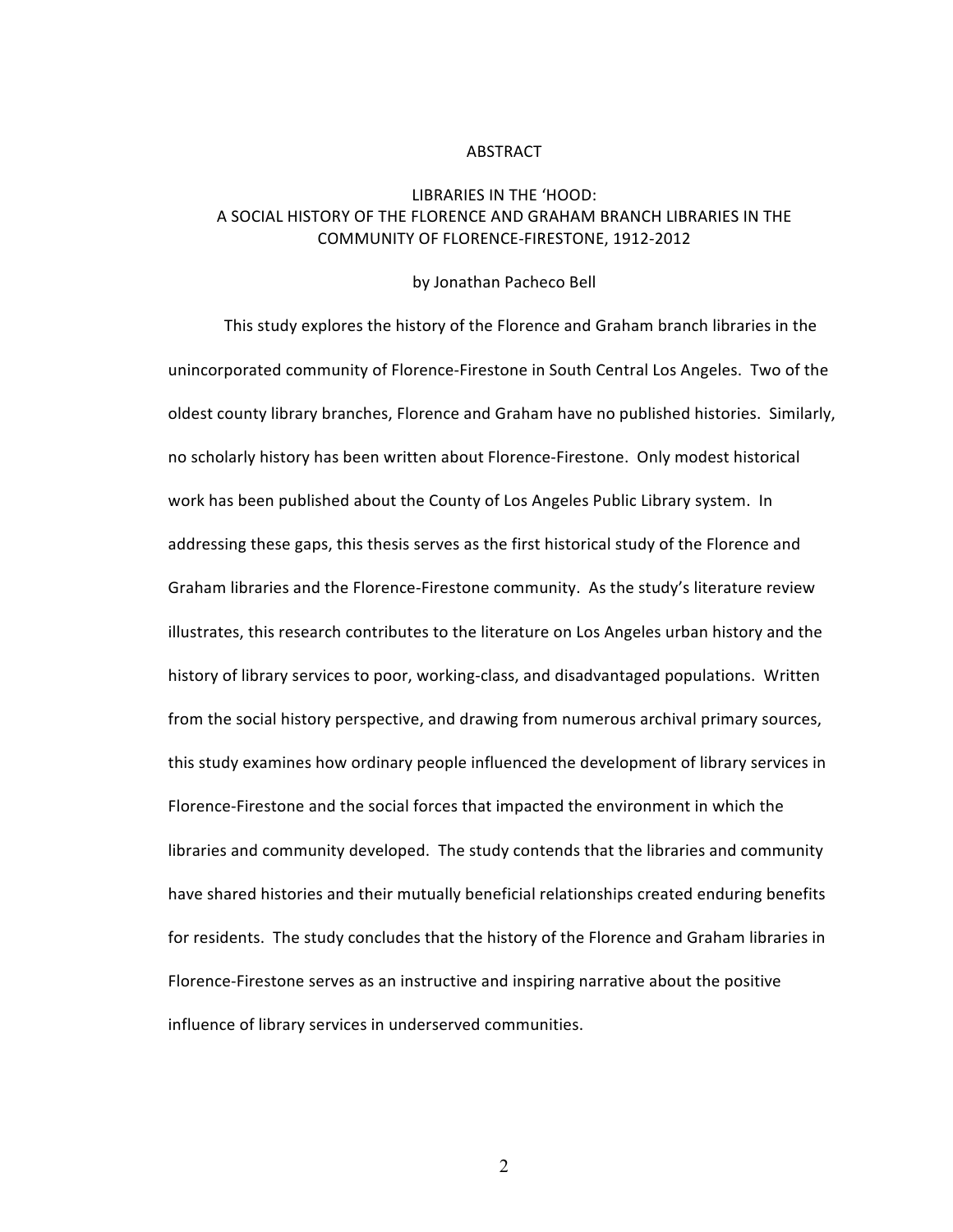# ABSTRACT

## LIBRARIES IN THE 'HOOD: A SOCIAL HISTORY OF THE FLORENCE AND GRAHAM BRANCH LIBRARIES IN THE COMMUNITY OF FLORENCE-FIRESTONE, 1912-2012

by Jonathan Pacheco Bell

This study explores the history of the Florence and Graham branch libraries in the unincorporated community of Florence-Firestone in South Central Los Angeles. Two of the oldest county library branches, Florence and Graham have no published histories. Similarly, no scholarly history has been written about Florence-Firestone. Only modest historical work has been published about the County of Los Angeles Public Library system. In addressing these gaps, this thesis serves as the first historical study of the Florence and Graham libraries and the Florence-Firestone community. As the study's literature review illustrates, this research contributes to the literature on Los Angeles urban history and the history of library services to poor, working-class, and disadvantaged populations. Written from the social history perspective, and drawing from numerous archival primary sources, this study examines how ordinary people influenced the development of library services in Florence-Firestone and the social forces that impacted the environment in which the libraries and community developed. The study contends that the libraries and community have shared histories and their mutually beneficial relationships created enduring benefits for residents. The study concludes that the history of the Florence and Graham libraries in Florence-Firestone serves as an instructive and inspiring narrative about the positive influence of library services in underserved communities.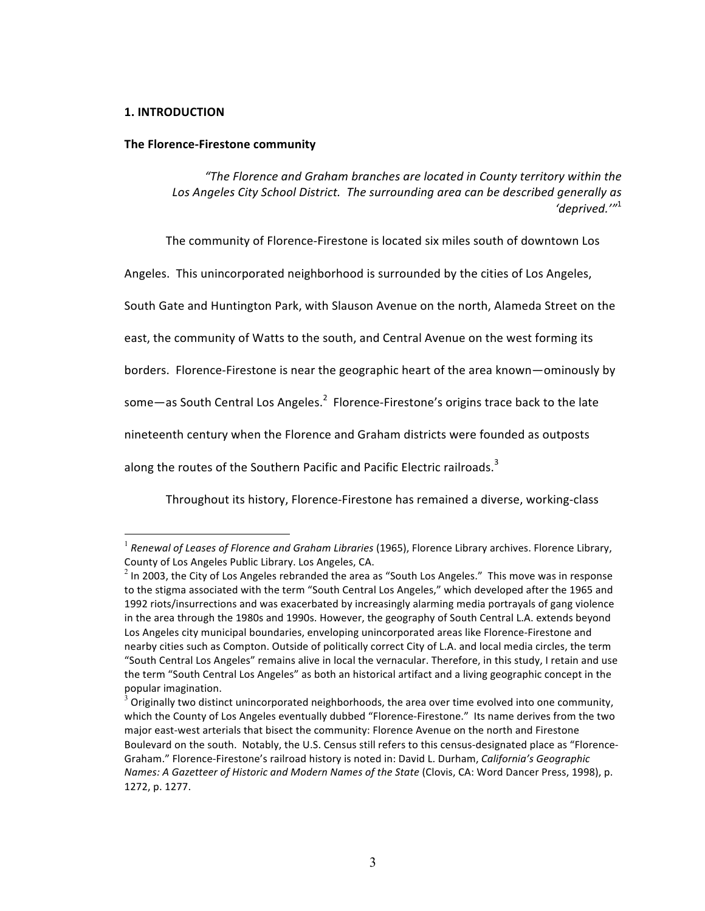## 1. INTRODUCTION

### The Florence-Firestone community

> *"The Florence and Graham branches are located in County territory within the Los Angeles City School District. The surrounding area can be described generally as 'deprived.'"*[1]

The community of Florence-Firestone is located six miles south of downtown Los Angeles. This unincorporated neighborhood is surrounded by the cities of Los Angeles, South Gate and Huntington Park, with Slauson Avenue on the north, Alameda Street on the east, the community of Watts to the south, and Central Avenue on the west forming its borders. Florence-Firestone is near the geographic heart of the area known—ominously by some—as South Central Los Angeles.[2] Florence-Firestone's origins trace back to the late nineteenth century when the Florence and Graham districts were founded as outposts along the routes of the Southern Pacific and Pacific Electric railroads.[3]

Throughout its history, Florence-Firestone has remained a diverse, working-class

---

[1] *Renewal of Leases of Florence and Graham Libraries* (1965), Florence Library archives. Florence Library, County of Los Angeles Public Library. Los Angeles, CA.

[2] In 2003, the City of Los Angeles rebranded the area as "South Los Angeles." This move was in response to the stigma associated with the term "South Central Los Angeles," which developed after the 1965 and 1992 riots/insurrections and was exacerbated by increasingly alarming media portrayals of gang violence in the area through the 1980s and 1990s. However, the geography of South Central L.A. extends beyond Los Angeles city municipal boundaries, enveloping unincorporated areas like Florence-Firestone and nearby cities such as Compton. Outside of politically correct City of L.A. and local media circles, the term "South Central Los Angeles" remains alive in local the vernacular. Therefore, in this study, I retain and use the term "South Central Los Angeles" as both an historical artifact and a living geographic concept in the popular imagination.

[3] Originally two distinct unincorporated neighborhoods, the area over time evolved into one community, which the County of Los Angeles eventually dubbed "Florence-Firestone." Its name derives from the two major east-west arterials that bisect the community: Florence Avenue on the north and Firestone Boulevard on the south. Notably, the U.S. Census still refers to this census-designated place as "Florence-Graham." Florence-Firestone's railroad history is noted in: David L. Durham, *California's Geographic Names: A Gazetteer of Historic and Modern Names of the State* (Clovis, CA: Word Dancer Press, 1998), p. 1272, p. 1277.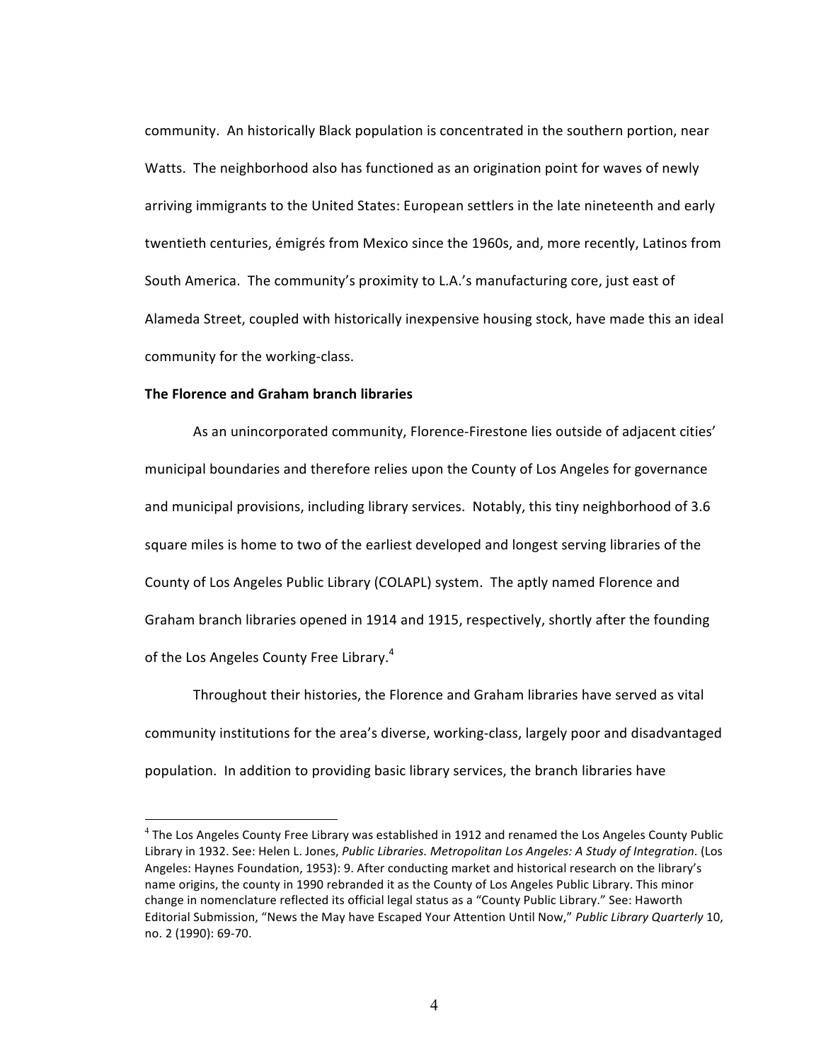community. An historically Black population is concentrated in the southern portion, near Watts. The neighborhood also has functioned as an origination point for waves of newly arriving immigrants to the United States: European settlers in the late nineteenth and early twentieth centuries, émigrés from Mexico since the 1960s, and, more recently, Latinos from South America. The community's proximity to L.A.'s manufacturing core, just east of Alameda Street, coupled with historically inexpensive housing stock, have made this an ideal community for the working-class.

**The Florence and Graham branch libraries**

As an unincorporated community, Florence-Firestone lies outside of adjacent cities' municipal boundaries and therefore relies upon the County of Los Angeles for governance and municipal provisions, including library services. Notably, this tiny neighborhood of 3.6 square miles is home to two of the earliest developed and longest serving libraries of the County of Los Angeles Public Library (COLAPL) system. The aptly named Florence and Graham branch libraries opened in 1914 and 1915, respectively, shortly after the founding of the Los Angeles County Free Library.[4]

Throughout their histories, the Florence and Graham libraries have served as vital community institutions for the area's diverse, working-class, largely poor and disadvantaged population. In addition to providing basic library services, the branch libraries have

---

[4] The Los Angeles County Free Library was established in 1912 and renamed the Los Angeles County Public Library in 1932. See: Helen L. Jones, *Public Libraries. Metropolitan Los Angeles: A Study of Integration*. (Los Angeles: Haynes Foundation, 1953): 9. After conducting market and historical research on the library's name origins, the county in 1990 rebranded it as the County of Los Angeles Public Library. This minor change in nomenclature reflected its official legal status as a "County Public Library." See: Haworth Editorial Submission, "News the May have Escaped Your Attention Until Now," *Public Library Quarterly* 10, no. 2 (1990): 69-70.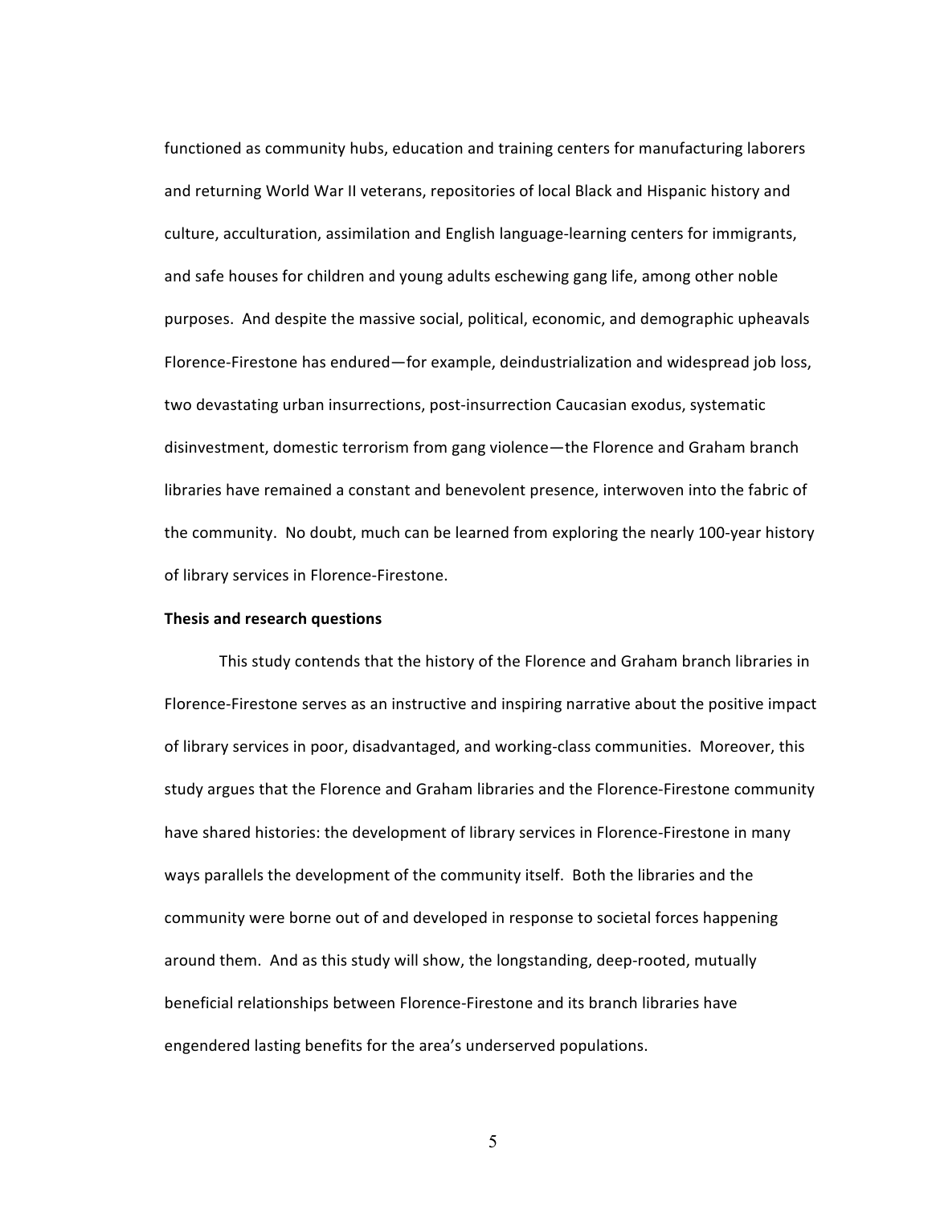functioned as community hubs, education and training centers for manufacturing laborers and returning World War II veterans, repositories of local Black and Hispanic history and culture, acculturation, assimilation and English language-learning centers for immigrants, and safe houses for children and young adults eschewing gang life, among other noble purposes. And despite the massive social, political, economic, and demographic upheavals Florence-Firestone has endured—for example, deindustrialization and widespread job loss, two devastating urban insurrections, post-insurrection Caucasian exodus, systematic disinvestment, domestic terrorism from gang violence—the Florence and Graham branch libraries have remained a constant and benevolent presence, interwoven into the fabric of the community. No doubt, much can be learned from exploring the nearly 100-year history of library services in Florence-Firestone.

**Thesis and research questions**

This study contends that the history of the Florence and Graham branch libraries in Florence-Firestone serves as an instructive and inspiring narrative about the positive impact of library services in poor, disadvantaged, and working-class communities. Moreover, this study argues that the Florence and Graham libraries and the Florence-Firestone community have shared histories: the development of library services in Florence-Firestone in many ways parallels the development of the community itself. Both the libraries and the community were borne out of and developed in response to societal forces happening around them. And as this study will show, the longstanding, deep-rooted, mutually beneficial relationships between Florence-Firestone and its branch libraries have engendered lasting benefits for the area's underserved populations.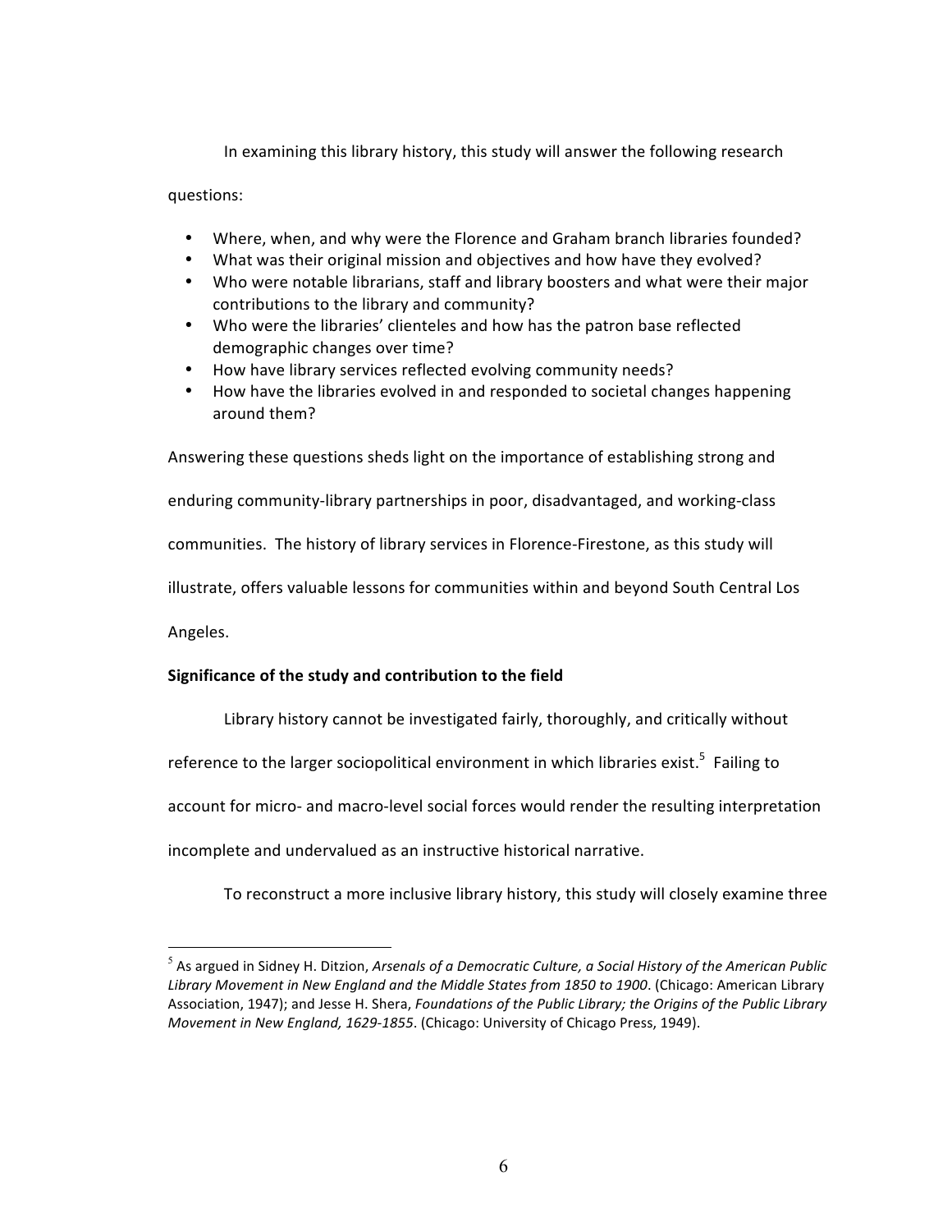In examining this library history, this study will answer the following research questions:

- Where, when, and why were the Florence and Graham branch libraries founded?
- What was their original mission and objectives and how have they evolved?
- Who were notable librarians, staff and library boosters and what were their major contributions to the library and community?
- Who were the libraries' clienteles and how has the patron base reflected demographic changes over time?
- How have library services reflected evolving community needs?
- How have the libraries evolved in and responded to societal changes happening around them?

Answering these questions sheds light on the importance of establishing strong and enduring community-library partnerships in poor, disadvantaged, and working-class communities. The history of library services in Florence-Firestone, as this study will illustrate, offers valuable lessons for communities within and beyond South Central Los Angeles.

**Significance of the study and contribution to the field**

Library history cannot be investigated fairly, thoroughly, and critically without reference to the larger sociopolitical environment in which libraries exist.[5] Failing to account for micro- and macro-level social forces would render the resulting interpretation incomplete and undervalued as an instructive historical narrative.

To reconstruct a more inclusive library history, this study will closely examine three

---

[5] As argued in Sidney H. Ditzion, *Arsenals of a Democratic Culture, a Social History of the American Public Library Movement in New England and the Middle States from 1850 to 1900*. (Chicago: American Library Association, 1947); and Jesse H. Shera, *Foundations of the Public Library; the Origins of the Public Library Movement in New England, 1629-1855*. (Chicago: University of Chicago Press, 1949).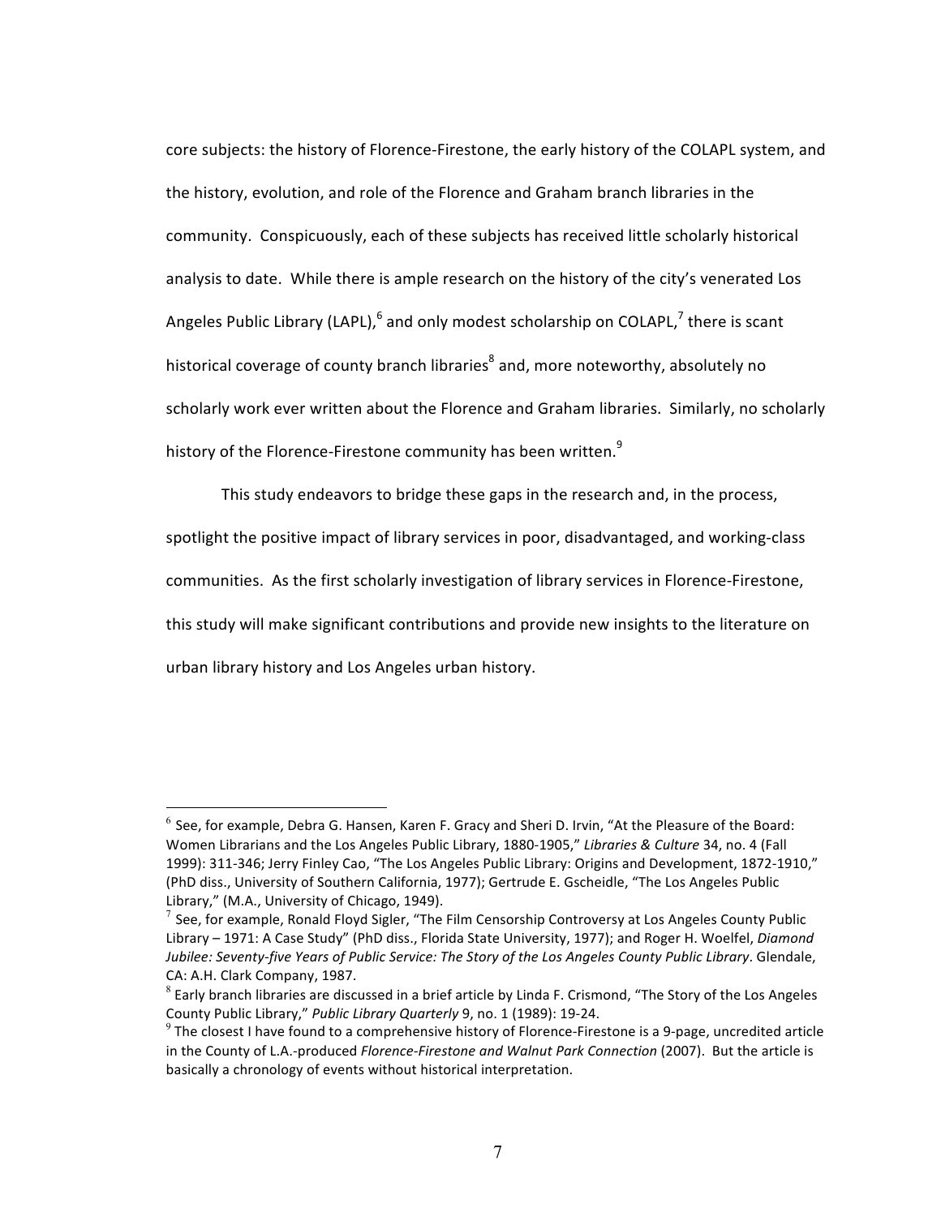core subjects: the history of Florence-Firestone, the early history of the COLAPL system, and the history, evolution, and role of the Florence and Graham branch libraries in the community. Conspicuously, each of these subjects has received little scholarly historical analysis to date. While there is ample research on the history of the city's venerated Los Angeles Public Library (LAPL),[6] and only modest scholarship on COLAPL,[7] there is scant historical coverage of county branch libraries[8] and, more noteworthy, absolutely no scholarly work ever written about the Florence and Graham libraries. Similarly, no scholarly history of the Florence-Firestone community has been written.[9]

This study endeavors to bridge these gaps in the research and, in the process, spotlight the positive impact of library services in poor, disadvantaged, and working-class communities. As the first scholarly investigation of library services in Florence-Firestone, this study will make significant contributions and provide new insights to the literature on urban library history and Los Angeles urban history.

---

[6] See, for example, Debra G. Hansen, Karen F. Gracy and Sheri D. Irvin, "At the Pleasure of the Board: Women Librarians and the Los Angeles Public Library, 1880-1905," *Libraries & Culture* 34, no. 4 (Fall 1999): 311-346; Jerry Finley Cao, "The Los Angeles Public Library: Origins and Development, 1872-1910," (PhD diss., University of Southern California, 1977); Gertrude E. Gscheidle, "The Los Angeles Public Library," (M.A., University of Chicago, 1949).

[7] See, for example, Ronald Floyd Sigler, "The Film Censorship Controversy at Los Angeles County Public Library – 1971: A Case Study" (PhD diss., Florida State University, 1977); and Roger H. Woelfel, *Diamond Jubilee: Seventy-five Years of Public Service: The Story of the Los Angeles County Public Library*. Glendale, CA: A.H. Clark Company, 1987.

[8] Early branch libraries are discussed in a brief article by Linda F. Crismond, "The Story of the Los Angeles County Public Library," *Public Library Quarterly* 9, no. 1 (1989): 19-24.

[9] The closest I have found to a comprehensive history of Florence-Firestone is a 9-page, uncredited article in the County of L.A.-produced *Florence-Firestone and Walnut Park Connection* (2007). But the article is basically a chronology of events without historical interpretation.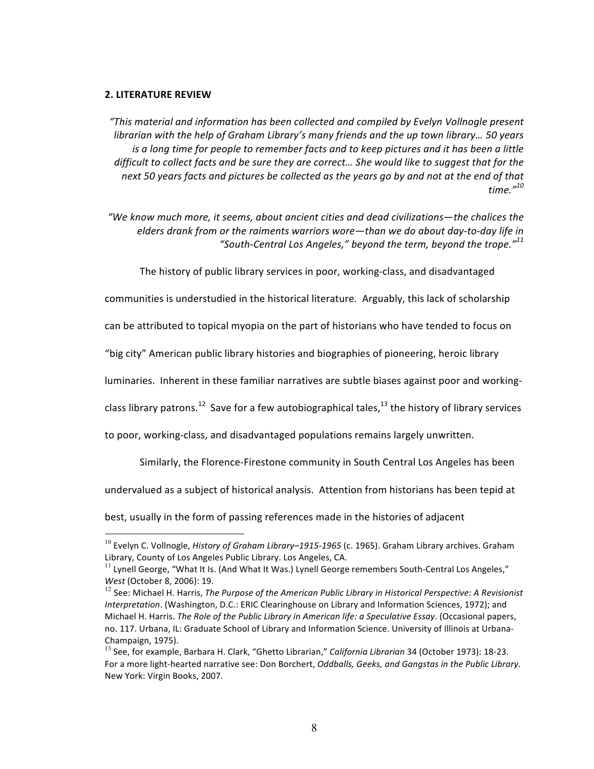## 2. LITERATURE REVIEW

> *"This material and information has been collected and compiled by Evelyn Vollnogle present librarian with the help of Graham Library's many friends and the up town library… 50 years is a long time for people to remember facts and to keep pictures and it has been a little difficult to collect facts and be sure they are correct… She would like to suggest that for the next 50 years facts and pictures be collected as the years go by and not at the end of that time."*[10]

> *"We know much more, it seems, about ancient cities and dead civilizations—the chalices the elders drank from or the raiments warriors wore—than we do about day-to-day life in "South-Central Los Angeles," beyond the term, beyond the trope."*[11]

The history of public library services in poor, working-class, and disadvantaged communities is understudied in the historical literature. Arguably, this lack of scholarship can be attributed to topical myopia on the part of historians who have tended to focus on "big city" American public library histories and biographies of pioneering, heroic library luminaries. Inherent in these familiar narratives are subtle biases against poor and working-class library patrons.[12] Save for a few autobiographical tales,[13] the history of library services to poor, working-class, and disadvantaged populations remains largely unwritten.

Similarly, the Florence-Firestone community in South Central Los Angeles has been undervalued as a subject of historical analysis. Attention from historians has been tepid at best, usually in the form of passing references made in the histories of adjacent

---

[10] Evelyn C. Vollnogle, *History of Graham Library–1915-1965* (c. 1965). Graham Library archives. Graham Library, County of Los Angeles Public Library. Los Angeles, CA.

[11] Lynell George, "What It Is. (And What It Was.) Lynell George remembers South-Central Los Angeles," *West* (October 8, 2006): 19.

[12] See: Michael H. Harris, *The Purpose of the American Public Library in Historical Perspective: A Revisionist Interpretation*. (Washington, D.C.: ERIC Clearinghouse on Library and Information Sciences, 1972); and Michael H. Harris. *The Role of the Public Library in American life: a Speculative Essay*. (Occasional papers, no. 117. Urbana, IL: Graduate School of Library and Information Science. University of Illinois at Urbana-Champaign, 1975).

[13] See, for example, Barbara H. Clark, "Ghetto Librarian," *California Librarian* 34 (October 1973): 18-23. For a more light-hearted narrative see: Don Borchert, *Oddballs, Geeks, and Gangstas in the Public Library*. New York: Virgin Books, 2007.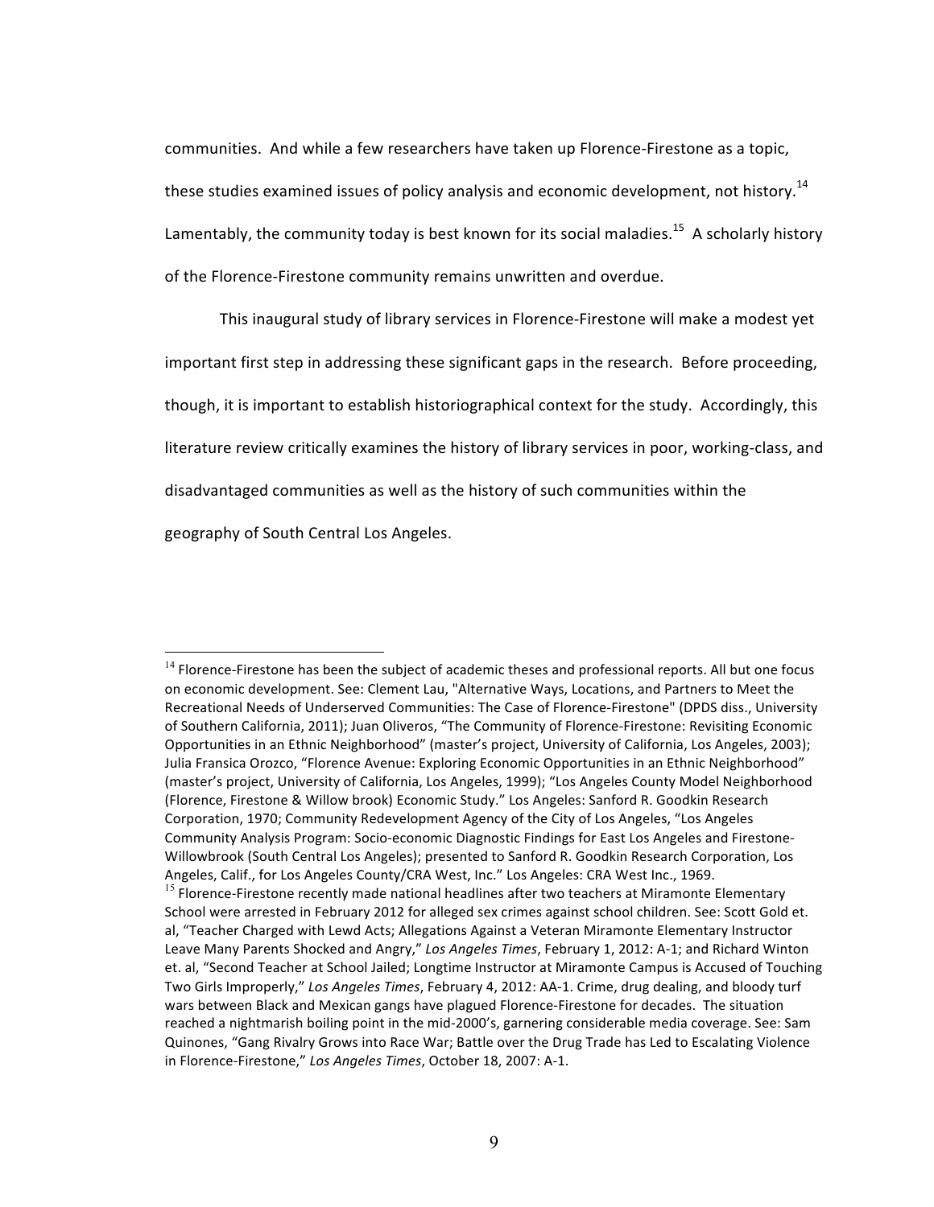communities. And while a few researchers have taken up Florence-Firestone as a topic, these studies examined issues of policy analysis and economic development, not history.[14] Lamentably, the community today is best known for its social maladies.[15] A scholarly history of the Florence-Firestone community remains unwritten and overdue.

This inaugural study of library services in Florence-Firestone will make a modest yet important first step in addressing these significant gaps in the research. Before proceeding, though, it is important to establish historiographical context for the study. Accordingly, this literature review critically examines the history of library services in poor, working-class, and disadvantaged communities as well as the history of such communities within the geography of South Central Los Angeles.

---

[14] Florence-Firestone has been the subject of academic theses and professional reports. All but one focus on economic development. See: Clement Lau, "Alternative Ways, Locations, and Partners to Meet the Recreational Needs of Underserved Communities: The Case of Florence-Firestone" (DPDS diss., University of Southern California, 2011); Juan Oliveros, "The Community of Florence-Firestone: Revisiting Economic Opportunities in an Ethnic Neighborhood" (master's project, University of California, Los Angeles, 2003); Julia Fransica Orozco, "Florence Avenue: Exploring Economic Opportunities in an Ethnic Neighborhood" (master's project, University of California, Los Angeles, 1999); "Los Angeles County Model Neighborhood (Florence, Firestone & Willow brook) Economic Study." Los Angeles: Sanford R. Goodkin Research Corporation, 1970; Community Redevelopment Agency of the City of Los Angeles, "Los Angeles Community Analysis Program: Socio-economic Diagnostic Findings for East Los Angeles and Firestone-Willowbrook (South Central Los Angeles); presented to Sanford R. Goodkin Research Corporation, Los Angeles, Calif., for Los Angeles County/CRA West, Inc." Los Angeles: CRA West Inc., 1969.

[15] Florence-Firestone recently made national headlines after two teachers at Miramonte Elementary School were arrested in February 2012 for alleged sex crimes against school children. See: Scott Gold et. al, "Teacher Charged with Lewd Acts; Allegations Against a Veteran Miramonte Elementary Instructor Leave Many Parents Shocked and Angry," *Los Angeles Times*, February 1, 2012: A-1; and Richard Winton et. al, "Second Teacher at School Jailed; Longtime Instructor at Miramonte Campus is Accused of Touching Two Girls Improperly," *Los Angeles Times*, February 4, 2012: AA-1. Crime, drug dealing, and bloody turf wars between Black and Mexican gangs have plagued Florence-Firestone for decades. The situation reached a nightmarish boiling point in the mid-2000's, garnering considerable media coverage. See: Sam Quinones, "Gang Rivalry Grows into Race War; Battle over the Drug Trade has Led to Escalating Violence in Florence-Firestone," *Los Angeles Times*, October 18, 2007: A-1.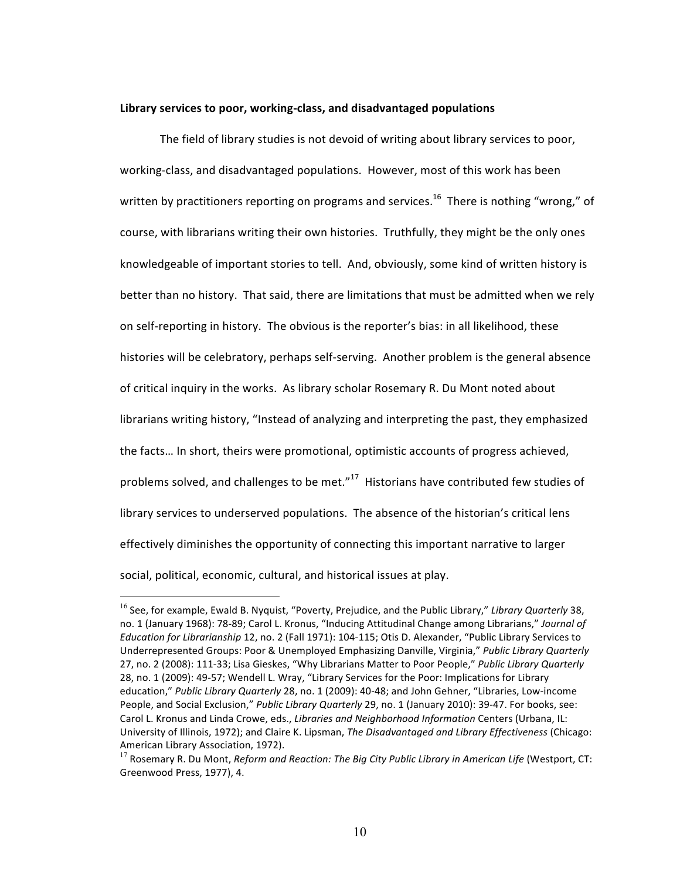**Library services to poor, working-class, and disadvantaged populations**

The field of library studies is not devoid of writing about library services to poor, working-class, and disadvantaged populations. However, most of this work has been written by practitioners reporting on programs and services.[16] There is nothing "wrong," of course, with librarians writing their own histories. Truthfully, they might be the only ones knowledgeable of important stories to tell. And, obviously, some kind of written history is better than no history. That said, there are limitations that must be admitted when we rely on self-reporting in history. The obvious is the reporter's bias: in all likelihood, these histories will be celebratory, perhaps self-serving. Another problem is the general absence of critical inquiry in the works. As library scholar Rosemary R. Du Mont noted about librarians writing history, "Instead of analyzing and interpreting the past, they emphasized the facts… In short, theirs were promotional, optimistic accounts of progress achieved, problems solved, and challenges to be met."[17] Historians have contributed few studies of library services to underserved populations. The absence of the historian's critical lens effectively diminishes the opportunity of connecting this important narrative to larger social, political, economic, cultural, and historical issues at play.

---

[16] See, for example, Ewald B. Nyquist, "Poverty, Prejudice, and the Public Library," *Library Quarterly* 38, no. 1 (January 1968): 78-89; Carol L. Kronus, "Inducing Attitudinal Change among Librarians," *Journal of Education for Librarianship* 12, no. 2 (Fall 1971): 104-115; Otis D. Alexander, "Public Library Services to Underrepresented Groups: Poor & Unemployed Emphasizing Danville, Virginia," *Public Library Quarterly* 27, no. 2 (2008): 111-33; Lisa Gieskes, "Why Librarians Matter to Poor People," *Public Library Quarterly* 28, no. 1 (2009): 49-57; Wendell L. Wray, "Library Services for the Poor: Implications for Library education," *Public Library Quarterly* 28, no. 1 (2009): 40-48; and John Gehner, "Libraries, Low-income People, and Social Exclusion," *Public Library Quarterly* 29, no. 1 (January 2010): 39-47. For books, see: Carol L. Kronus and Linda Crowe, eds., *Libraries and Neighborhood Information* Centers (Urbana, IL: University of Illinois, 1972); and Claire K. Lipsman, *The Disadvantaged and Library Effectiveness* (Chicago: American Library Association, 1972).

[17] Rosemary R. Du Mont, *Reform and Reaction: The Big City Public Library in American Life* (Westport, CT: Greenwood Press, 1977), 4.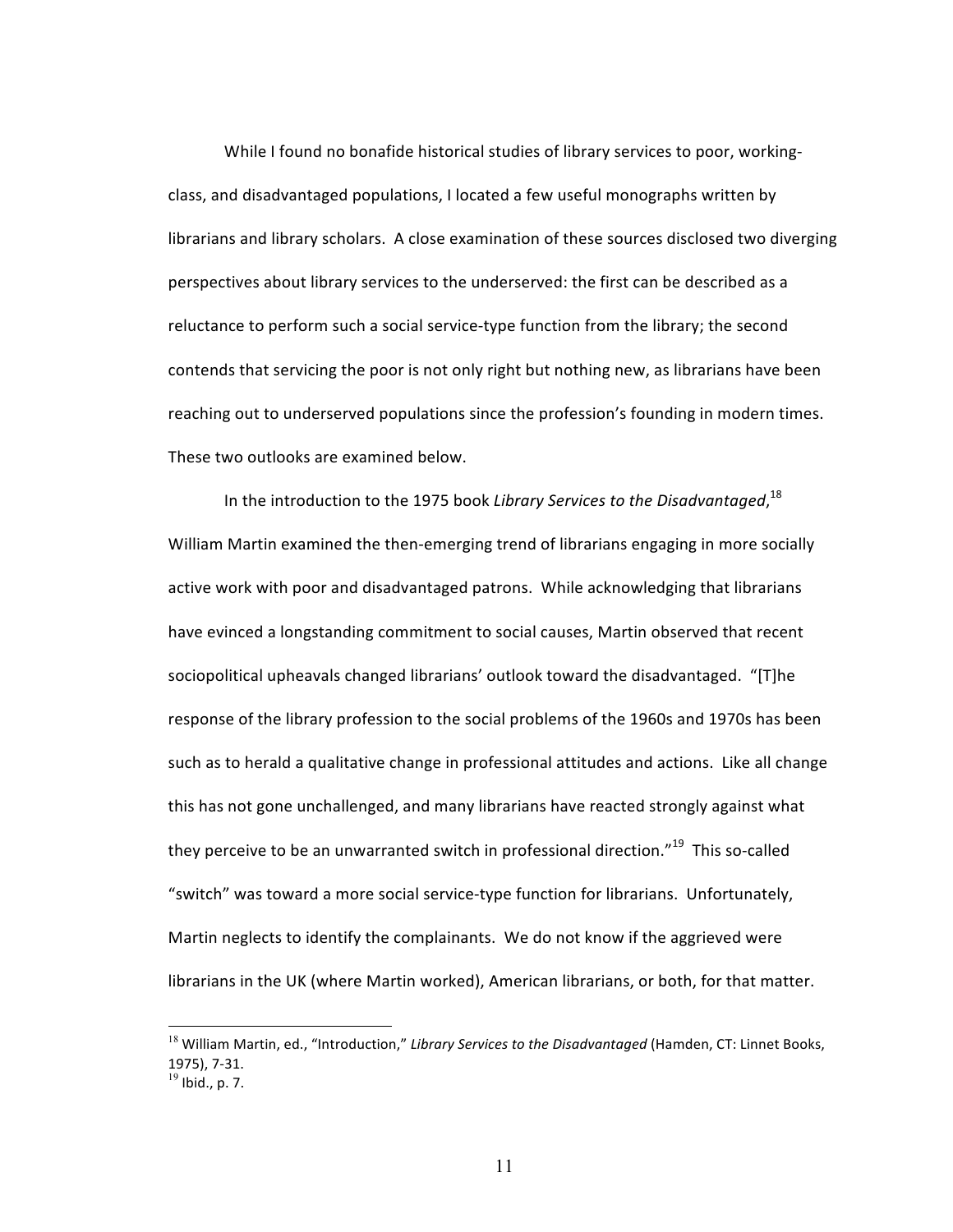While I found no bonafide historical studies of library services to poor, working-class, and disadvantaged populations, I located a few useful monographs written by librarians and library scholars. A close examination of these sources disclosed two diverging perspectives about library services to the underserved: the first can be described as a reluctance to perform such a social service-type function from the library; the second contends that servicing the poor is not only right but nothing new, as librarians have been reaching out to underserved populations since the profession's founding in modern times. These two outlooks are examined below.

In the introduction to the 1975 book *Library Services to the Disadvantaged*,[18] William Martin examined the then-emerging trend of librarians engaging in more socially active work with poor and disadvantaged patrons. While acknowledging that librarians have evinced a longstanding commitment to social causes, Martin observed that recent sociopolitical upheavals changed librarians' outlook toward the disadvantaged. "[T]he response of the library profession to the social problems of the 1960s and 1970s has been such as to herald a qualitative change in professional attitudes and actions. Like all change this has not gone unchallenged, and many librarians have reacted strongly against what they perceive to be an unwarranted switch in professional direction."[19] This so-called "switch" was toward a more social service-type function for librarians. Unfortunately, Martin neglects to identify the complainants. We do not know if the aggrieved were librarians in the UK (where Martin worked), American librarians, or both, for that matter.

---

[18] William Martin, ed., "Introduction," *Library Services to the Disadvantaged* (Hamden, CT: Linnet Books, 1975), 7-31.

[19] Ibid., p. 7.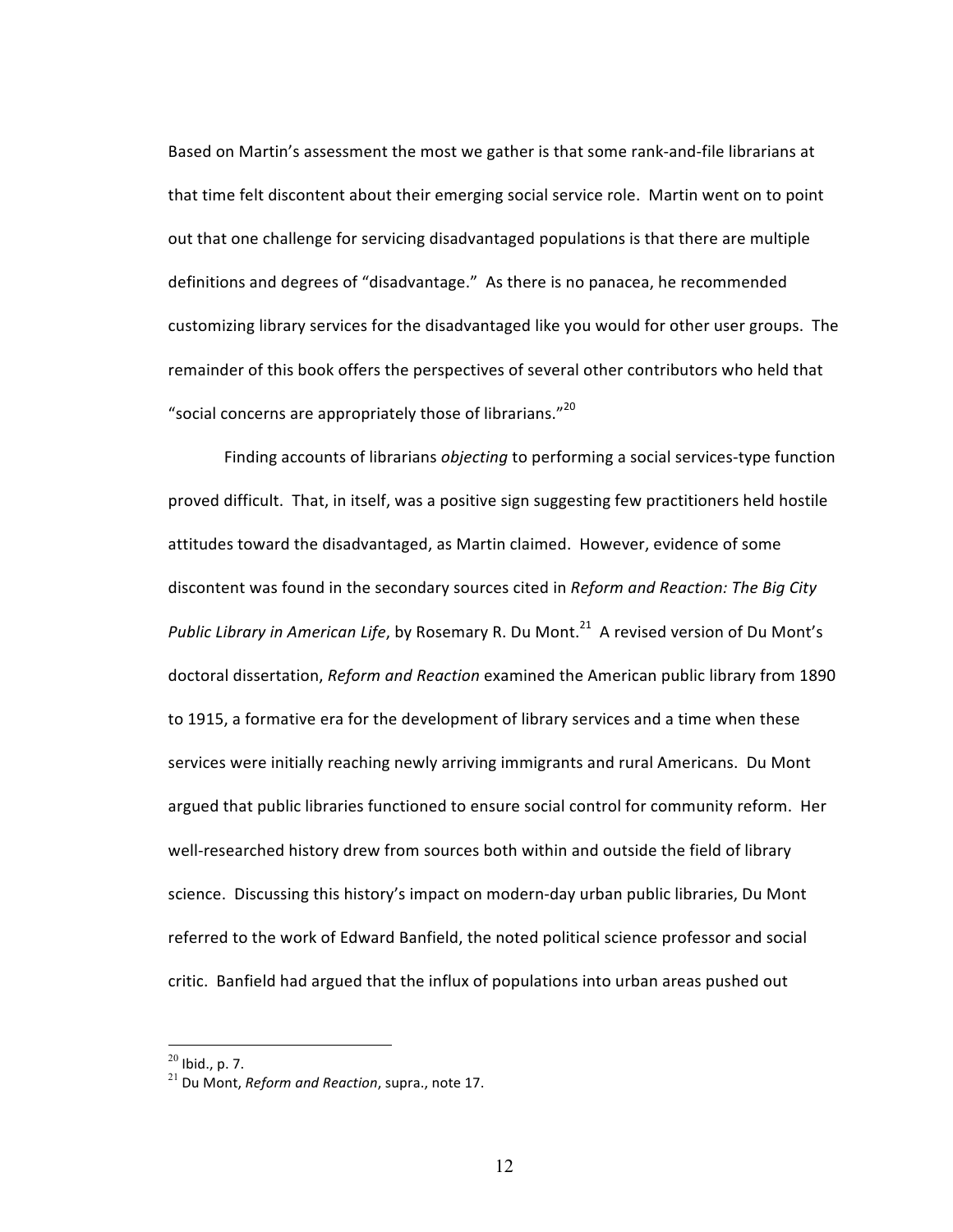Based on Martin's assessment the most we gather is that some rank-and-file librarians at that time felt discontent about their emerging social service role. Martin went on to point out that one challenge for servicing disadvantaged populations is that there are multiple definitions and degrees of "disadvantage." As there is no panacea, he recommended customizing library services for the disadvantaged like you would for other user groups. The remainder of this book offers the perspectives of several other contributors who held that "social concerns are appropriately those of librarians."[20]

Finding accounts of librarians *objecting* to performing a social services-type function proved difficult. That, in itself, was a positive sign suggesting few practitioners held hostile attitudes toward the disadvantaged, as Martin claimed. However, evidence of some discontent was found in the secondary sources cited in *Reform and Reaction: The Big City Public Library in American Life*, by Rosemary R. Du Mont.[21] A revised version of Du Mont's doctoral dissertation, *Reform and Reaction* examined the American public library from 1890 to 1915, a formative era for the development of library services and a time when these services were initially reaching newly arriving immigrants and rural Americans. Du Mont argued that public libraries functioned to ensure social control for community reform. Her well-researched history drew from sources both within and outside the field of library science. Discussing this history's impact on modern-day urban public libraries, Du Mont referred to the work of Edward Banfield, the noted political science professor and social critic. Banfield had argued that the influx of populations into urban areas pushed out

---

[20] Ibid., p. 7.

[21] Du Mont, *Reform and Reaction*, supra., note 17.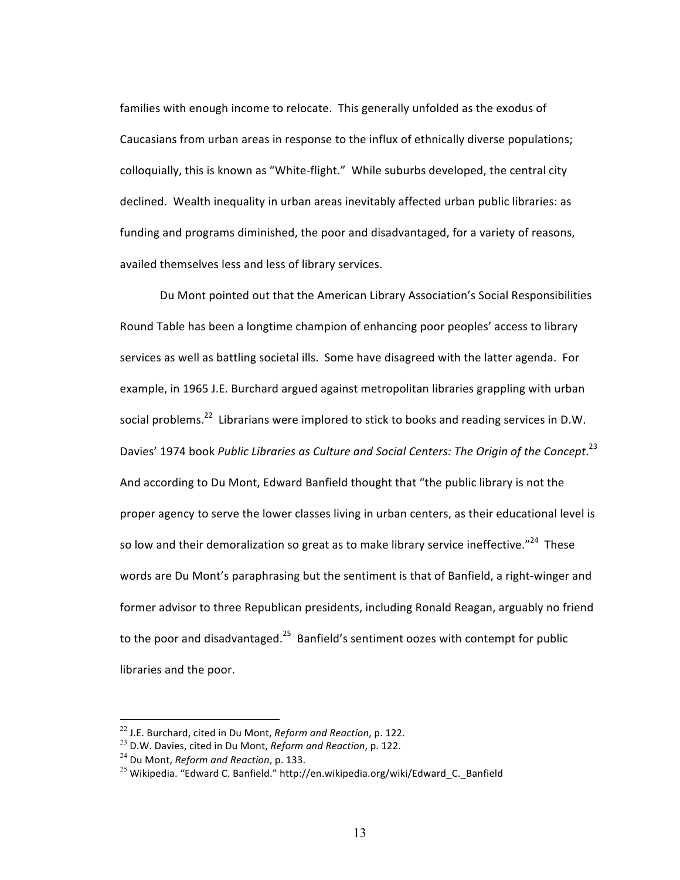families with enough income to relocate. This generally unfolded as the exodus of Caucasians from urban areas in response to the influx of ethnically diverse populations; colloquially, this is known as "White-flight." While suburbs developed, the central city declined. Wealth inequality in urban areas inevitably affected urban public libraries: as funding and programs diminished, the poor and disadvantaged, for a variety of reasons, availed themselves less and less of library services.

Du Mont pointed out that the American Library Association's Social Responsibilities Round Table has been a longtime champion of enhancing poor peoples' access to library services as well as battling societal ills. Some have disagreed with the latter agenda. For example, in 1965 J.E. Burchard argued against metropolitan libraries grappling with urban social problems.[22] Librarians were implored to stick to books and reading services in D.W. Davies' 1974 book *Public Libraries as Culture and Social Centers: The Origin of the Concept*.[23] And according to Du Mont, Edward Banfield thought that "the public library is not the proper agency to serve the lower classes living in urban centers, as their educational level is so low and their demoralization so great as to make library service ineffective."[24] These words are Du Mont's paraphrasing but the sentiment is that of Banfield, a right-winger and former advisor to three Republican presidents, including Ronald Reagan, arguably no friend to the poor and disadvantaged.[25] Banfield's sentiment oozes with contempt for public libraries and the poor.

---

[22] J.E. Burchard, cited in Du Mont, *Reform and Reaction*, p. 122.

[23] D.W. Davies, cited in Du Mont, *Reform and Reaction*, p. 122.

[24] Du Mont, *Reform and Reaction*, p. 133.

[25] Wikipedia. "Edward C. Banfield." http://en.wikipedia.org/wiki/Edward_C._Banfield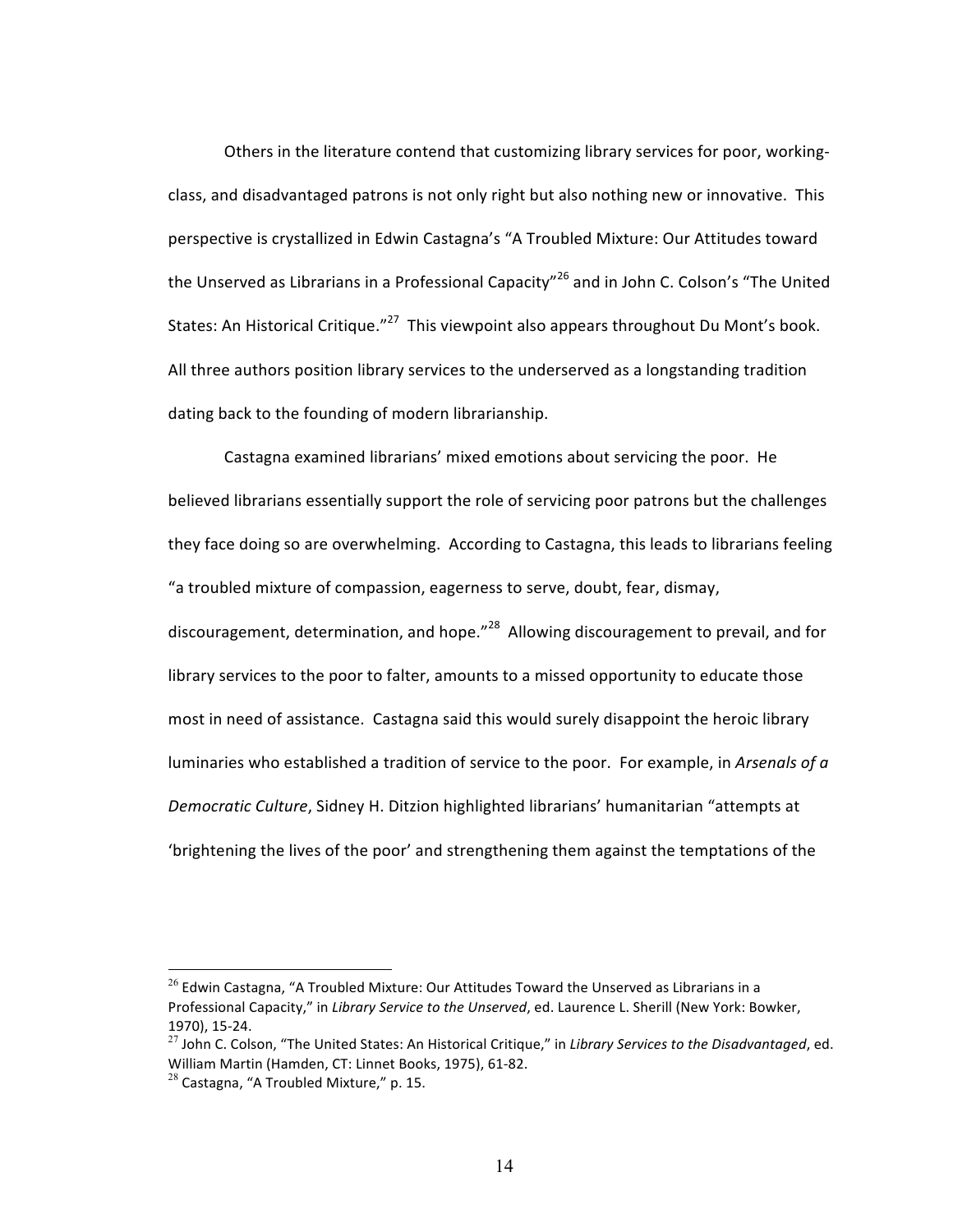Others in the literature contend that customizing library services for poor, working-class, and disadvantaged patrons is not only right but also nothing new or innovative. This perspective is crystallized in Edwin Castagna's "A Troubled Mixture: Our Attitudes toward the Unserved as Librarians in a Professional Capacity"[26] and in John C. Colson's "The United States: An Historical Critique."[27] This viewpoint also appears throughout Du Mont's book. All three authors position library services to the underserved as a longstanding tradition dating back to the founding of modern librarianship.

Castagna examined librarians' mixed emotions about servicing the poor. He believed librarians essentially support the role of servicing poor patrons but the challenges they face doing so are overwhelming. According to Castagna, this leads to librarians feeling "a troubled mixture of compassion, eagerness to serve, doubt, fear, dismay, discouragement, determination, and hope."[28] Allowing discouragement to prevail, and for library services to the poor to falter, amounts to a missed opportunity to educate those most in need of assistance. Castagna said this would surely disappoint the heroic library luminaries who established a tradition of service to the poor. For example, in *Arsenals of a Democratic Culture*, Sidney H. Ditzion highlighted librarians' humanitarian "attempts at 'brightening the lives of the poor' and strengthening them against the temptations of the

---

[26] Edwin Castagna, "A Troubled Mixture: Our Attitudes Toward the Unserved as Librarians in a Professional Capacity," in *Library Service to the Unserved*, ed. Laurence L. Sherill (New York: Bowker, 1970), 15-24.

[27] John C. Colson, "The United States: An Historical Critique," in *Library Services to the Disadvantaged*, ed. William Martin (Hamden, CT: Linnet Books, 1975), 61-82.

[28] Castagna, "A Troubled Mixture," p. 15.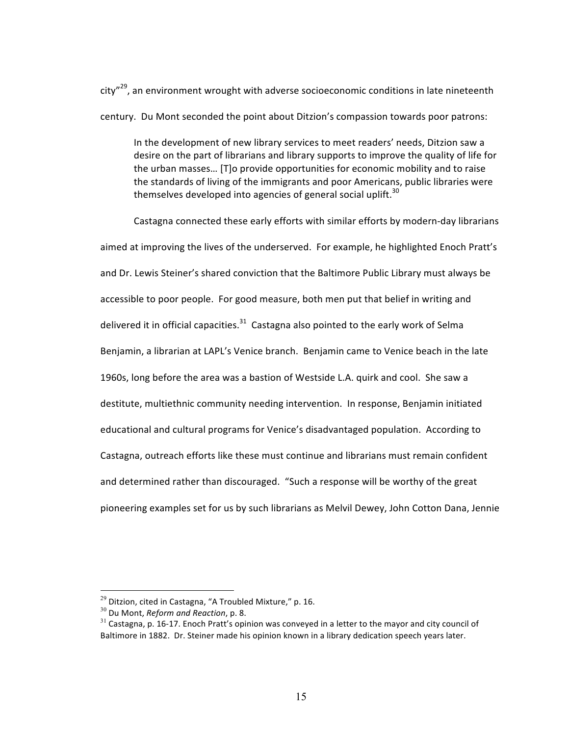city"[29], an environment wrought with adverse socioeconomic conditions in late nineteenth century. Du Mont seconded the point about Ditzion's compassion towards poor patrons:

> In the development of new library services to meet readers' needs, Ditzion saw a desire on the part of librarians and library supports to improve the quality of life for the urban masses… [T]o provide opportunities for economic mobility and to raise the standards of living of the immigrants and poor Americans, public libraries were themselves developed into agencies of general social uplift.[30]

Castagna connected these early efforts with similar efforts by modern-day librarians aimed at improving the lives of the underserved. For example, he highlighted Enoch Pratt's and Dr. Lewis Steiner's shared conviction that the Baltimore Public Library must always be accessible to poor people. For good measure, both men put that belief in writing and delivered it in official capacities.[31] Castagna also pointed to the early work of Selma Benjamin, a librarian at LAPL's Venice branch. Benjamin came to Venice beach in the late 1960s, long before the area was a bastion of Westside L.A. quirk and cool. She saw a destitute, multiethnic community needing intervention. In response, Benjamin initiated educational and cultural programs for Venice's disadvantaged population. According to Castagna, outreach efforts like these must continue and librarians must remain confident and determined rather than discouraged. "Such a response will be worthy of the great pioneering examples set for us by such librarians as Melvil Dewey, John Cotton Dana, Jennie

---

[29] Ditzion, cited in Castagna, "A Troubled Mixture," p. 16.

[30] Du Mont, *Reform and Reaction*, p. 8.

[31] Castagna, p. 16-17. Enoch Pratt's opinion was conveyed in a letter to the mayor and city council of Baltimore in 1882. Dr. Steiner made his opinion known in a library dedication speech years later.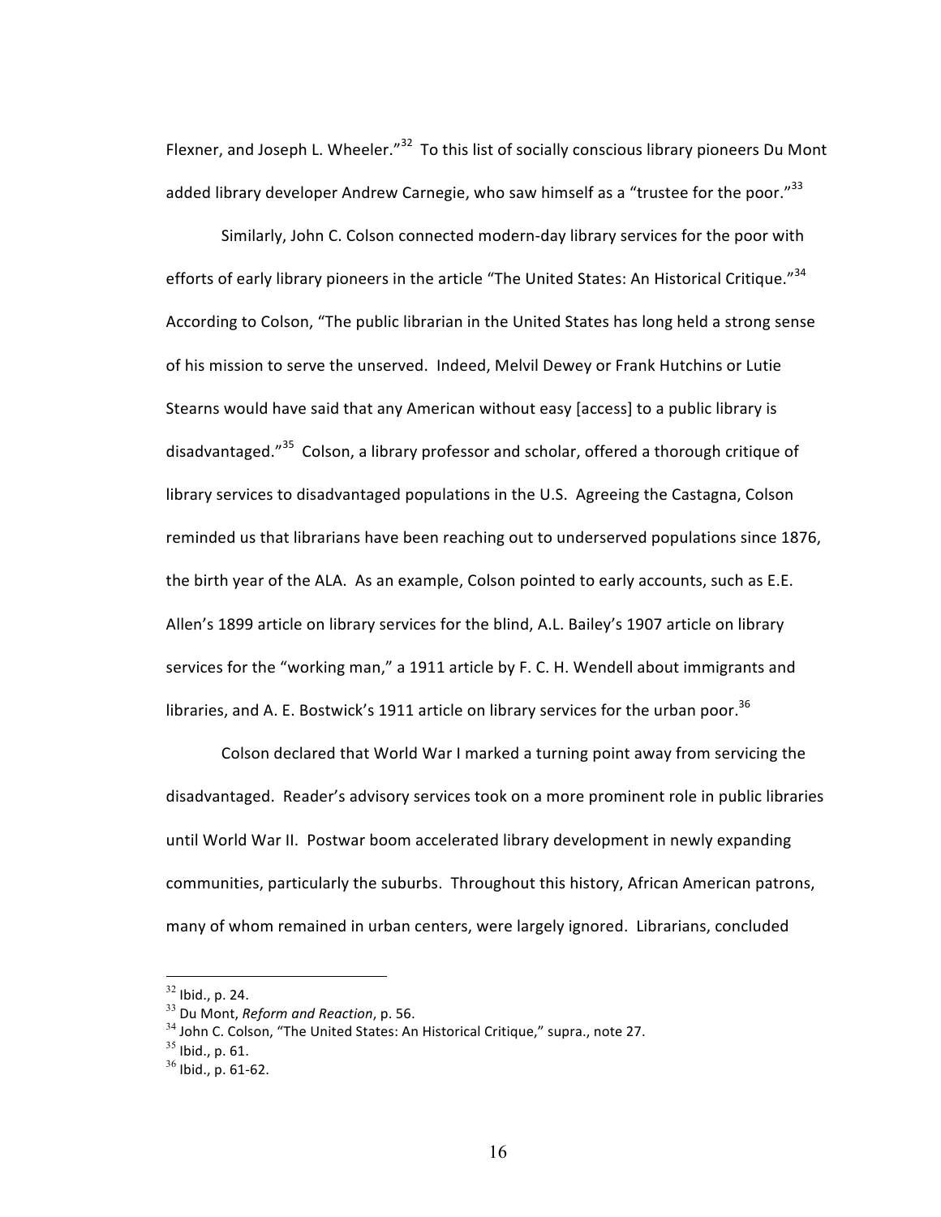Flexner, and Joseph L. Wheeler."[32] To this list of socially conscious library pioneers Du Mont added library developer Andrew Carnegie, who saw himself as a "trustee for the poor."[33]

Similarly, John C. Colson connected modern-day library services for the poor with efforts of early library pioneers in the article "The United States: An Historical Critique."[34] According to Colson, "The public librarian in the United States has long held a strong sense of his mission to serve the unserved. Indeed, Melvil Dewey or Frank Hutchins or Lutie Stearns would have said that any American without easy [access] to a public library is disadvantaged."[35] Colson, a library professor and scholar, offered a thorough critique of library services to disadvantaged populations in the U.S. Agreeing the Castagna, Colson reminded us that librarians have been reaching out to underserved populations since 1876, the birth year of the ALA. As an example, Colson pointed to early accounts, such as E.E. Allen's 1899 article on library services for the blind, A.L. Bailey's 1907 article on library services for the "working man," a 1911 article by F. C. H. Wendell about immigrants and libraries, and A. E. Bostwick's 1911 article on library services for the urban poor.[36]

Colson declared that World War I marked a turning point away from servicing the disadvantaged. Reader's advisory services took on a more prominent role in public libraries until World War II. Postwar boom accelerated library development in newly expanding communities, particularly the suburbs. Throughout this history, African American patrons, many of whom remained in urban centers, were largely ignored. Librarians, concluded

---

[32] Ibid., p. 24.

[33] Du Mont, *Reform and Reaction*, p. 56.

[34] John C. Colson, "The United States: An Historical Critique," supra., note 27.

[35] Ibid., p. 61.

[36] Ibid., p. 61-62.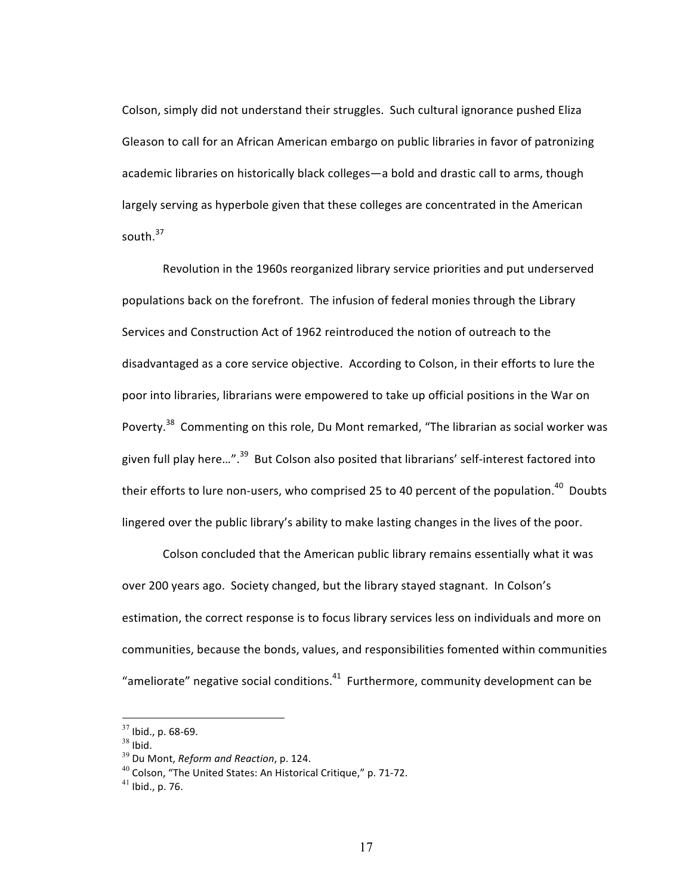Colson, simply did not understand their struggles. Such cultural ignorance pushed Eliza Gleason to call for an African American embargo on public libraries in favor of patronizing academic libraries on historically black colleges—a bold and drastic call to arms, though largely serving as hyperbole given that these colleges are concentrated in the American south.[37]

Revolution in the 1960s reorganized library service priorities and put underserved populations back on the forefront. The infusion of federal monies through the Library Services and Construction Act of 1962 reintroduced the notion of outreach to the disadvantaged as a core service objective. According to Colson, in their efforts to lure the poor into libraries, librarians were empowered to take up official positions in the War on Poverty.[38] Commenting on this role, Du Mont remarked, "The librarian as social worker was given full play here…".[39] But Colson also posited that librarians' self-interest factored into their efforts to lure non-users, who comprised 25 to 40 percent of the population.[40] Doubts lingered over the public library's ability to make lasting changes in the lives of the poor.

Colson concluded that the American public library remains essentially what it was over 200 years ago. Society changed, but the library stayed stagnant. In Colson's estimation, the correct response is to focus library services less on individuals and more on communities, because the bonds, values, and responsibilities fomented within communities "ameliorate" negative social conditions.[41] Furthermore, community development can be

---

[37] Ibid., p. 68-69.
[38] Ibid.
[39] Du Mont, *Reform and Reaction*, p. 124.
[40] Colson, "The United States: An Historical Critique," p. 71-72.
[41] Ibid., p. 76.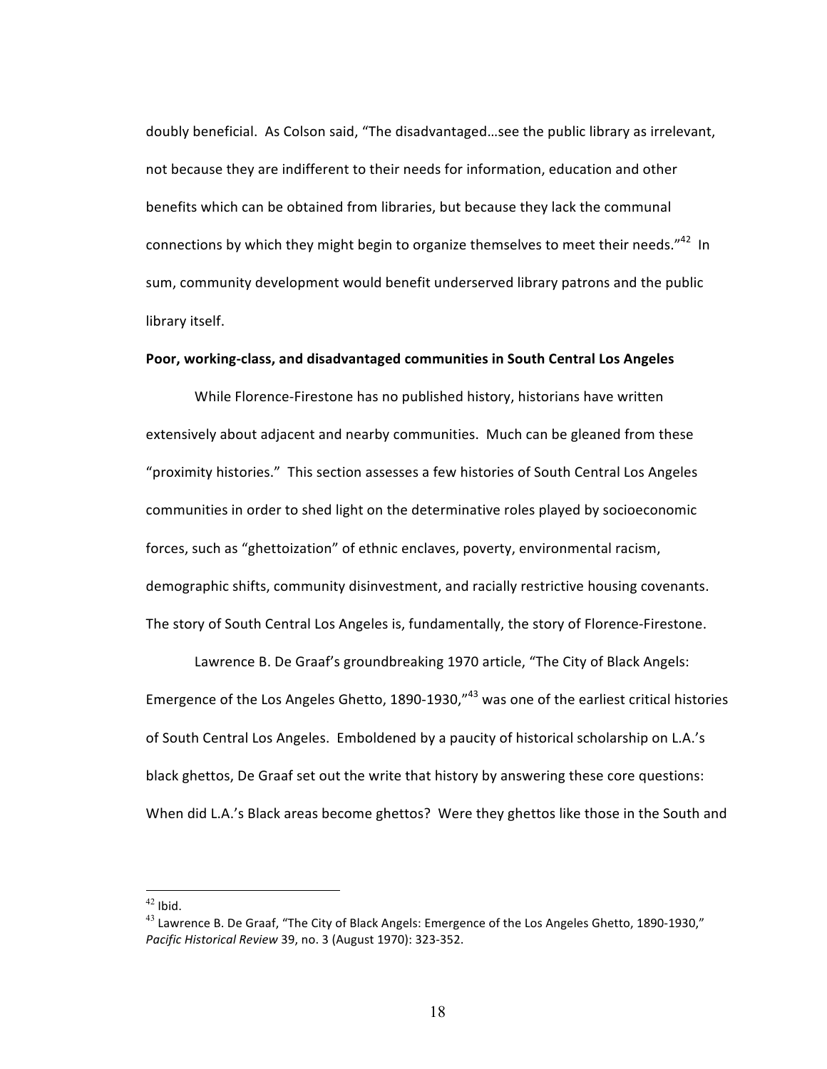doubly beneficial. As Colson said, "The disadvantaged…see the public library as irrelevant, not because they are indifferent to their needs for information, education and other benefits which can be obtained from libraries, but because they lack the communal connections by which they might begin to organize themselves to meet their needs."[42] In sum, community development would benefit underserved library patrons and the public library itself.

**Poor, working-class, and disadvantaged communities in South Central Los Angeles**

While Florence-Firestone has no published history, historians have written extensively about adjacent and nearby communities. Much can be gleaned from these "proximity histories." This section assesses a few histories of South Central Los Angeles communities in order to shed light on the determinative roles played by socioeconomic forces, such as "ghettoization" of ethnic enclaves, poverty, environmental racism, demographic shifts, community disinvestment, and racially restrictive housing covenants. The story of South Central Los Angeles is, fundamentally, the story of Florence-Firestone.

Lawrence B. De Graaf's groundbreaking 1970 article, "The City of Black Angels: Emergence of the Los Angeles Ghetto, 1890-1930,"[43] was one of the earliest critical histories of South Central Los Angeles. Emboldened by a paucity of historical scholarship on L.A.'s black ghettos, De Graaf set out the write that history by answering these core questions: When did L.A.'s Black areas become ghettos? Were they ghettos like those in the South and

---

[42] Ibid.

[43] Lawrence B. De Graaf, "The City of Black Angels: Emergence of the Los Angeles Ghetto, 1890-1930," *Pacific Historical Review* 39, no. 3 (August 1970): 323-352.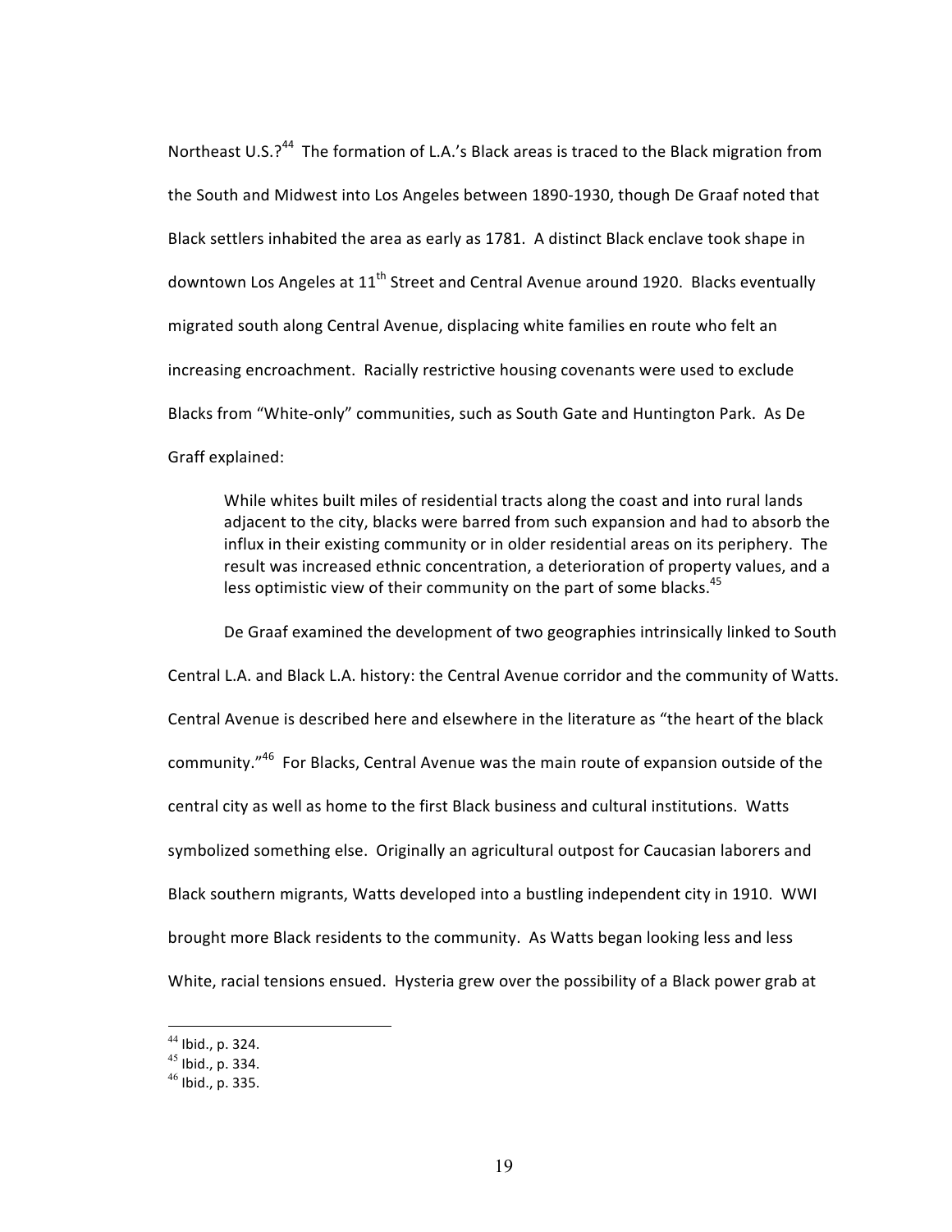Northeast U.S.?[44] The formation of L.A.'s Black areas is traced to the Black migration from the South and Midwest into Los Angeles between 1890-1930, though De Graaf noted that Black settlers inhabited the area as early as 1781. A distinct Black enclave took shape in downtown Los Angeles at 11th Street and Central Avenue around 1920. Blacks eventually migrated south along Central Avenue, displacing white families en route who felt an increasing encroachment. Racially restrictive housing covenants were used to exclude Blacks from "White-only" communities, such as South Gate and Huntington Park. As De Graff explained:

> While whites built miles of residential tracts along the coast and into rural lands adjacent to the city, blacks were barred from such expansion and had to absorb the influx in their existing community or in older residential areas on its periphery. The result was increased ethnic concentration, a deterioration of property values, and a less optimistic view of their community on the part of some blacks.[45]

De Graaf examined the development of two geographies intrinsically linked to South Central L.A. and Black L.A. history: the Central Avenue corridor and the community of Watts. Central Avenue is described here and elsewhere in the literature as "the heart of the black community."[46] For Blacks, Central Avenue was the main route of expansion outside of the central city as well as home to the first Black business and cultural institutions. Watts symbolized something else. Originally an agricultural outpost for Caucasian laborers and Black southern migrants, Watts developed into a bustling independent city in 1910. WWI brought more Black residents to the community. As Watts began looking less and less White, racial tensions ensued. Hysteria grew over the possibility of a Black power grab at

---

[44] Ibid., p. 324.
[45] Ibid., p. 334.
[46] Ibid., p. 335.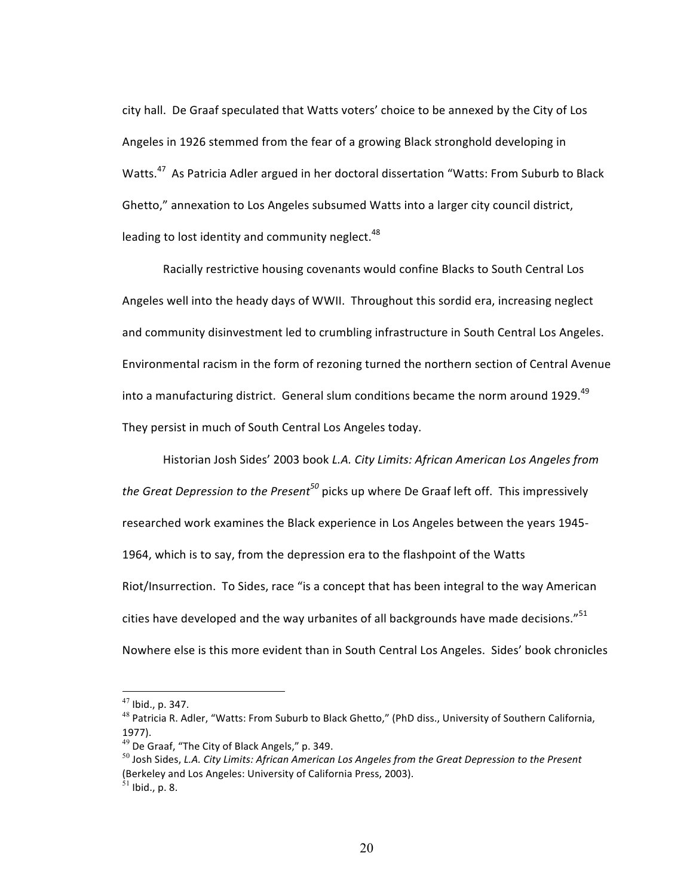city hall. De Graaf speculated that Watts voters' choice to be annexed by the City of Los Angeles in 1926 stemmed from the fear of a growing Black stronghold developing in Watts.[47] As Patricia Adler argued in her doctoral dissertation "Watts: From Suburb to Black Ghetto," annexation to Los Angeles subsumed Watts into a larger city council district, leading to lost identity and community neglect.[48]

Racially restrictive housing covenants would confine Blacks to South Central Los Angeles well into the heady days of WWII. Throughout this sordid era, increasing neglect and community disinvestment led to crumbling infrastructure in South Central Los Angeles. Environmental racism in the form of rezoning turned the northern section of Central Avenue into a manufacturing district. General slum conditions became the norm around 1929.[49] They persist in much of South Central Los Angeles today.

Historian Josh Sides' 2003 book *L.A. City Limits: African American Los Angeles from the Great Depression to the Present*[50] picks up where De Graaf left off. This impressively researched work examines the Black experience in Los Angeles between the years 1945-1964, which is to say, from the depression era to the flashpoint of the Watts Riot/Insurrection. To Sides, race "is a concept that has been integral to the way American cities have developed and the way urbanites of all backgrounds have made decisions."[51] Nowhere else is this more evident than in South Central Los Angeles. Sides' book chronicles

---

[47] Ibid., p. 347.

[48] Patricia R. Adler, "Watts: From Suburb to Black Ghetto," (PhD diss., University of Southern California, 1977).

[49] De Graaf, "The City of Black Angels," p. 349.

[50] Josh Sides, *L.A. City Limits: African American Los Angeles from the Great Depression to the Present* (Berkeley and Los Angeles: University of California Press, 2003).

[51] Ibid., p. 8.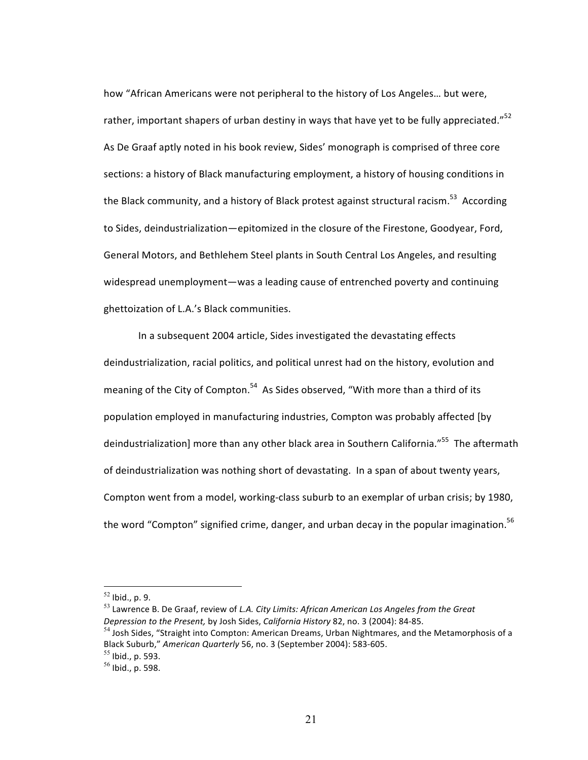how "African Americans were not peripheral to the history of Los Angeles… but were, rather, important shapers of urban destiny in ways that have yet to be fully appreciated."[52] As De Graaf aptly noted in his book review, Sides' monograph is comprised of three core sections: a history of Black manufacturing employment, a history of housing conditions in the Black community, and a history of Black protest against structural racism.[53] According to Sides, deindustrialization—epitomized in the closure of the Firestone, Goodyear, Ford, General Motors, and Bethlehem Steel plants in South Central Los Angeles, and resulting widespread unemployment—was a leading cause of entrenched poverty and continuing ghettoization of L.A.'s Black communities.

In a subsequent 2004 article, Sides investigated the devastating effects deindustrialization, racial politics, and political unrest had on the history, evolution and meaning of the City of Compton.[54] As Sides observed, "With more than a third of its population employed in manufacturing industries, Compton was probably affected [by deindustrialization] more than any other black area in Southern California."[55] The aftermath of deindustrialization was nothing short of devastating. In a span of about twenty years, Compton went from a model, working-class suburb to an exemplar of urban crisis; by 1980, the word "Compton" signified crime, danger, and urban decay in the popular imagination.[56]

---

[52] Ibid., p. 9.

[53] Lawrence B. De Graaf, review of *L.A. City Limits: African American Los Angeles from the Great Depression to the Present,* by Josh Sides, *California History* 82, no. 3 (2004): 84-85.

[54] Josh Sides, "Straight into Compton: American Dreams, Urban Nightmares, and the Metamorphosis of a Black Suburb," *American Quarterly* 56, no. 3 (September 2004): 583-605.

[55] Ibid., p. 593.

[56] Ibid., p. 598.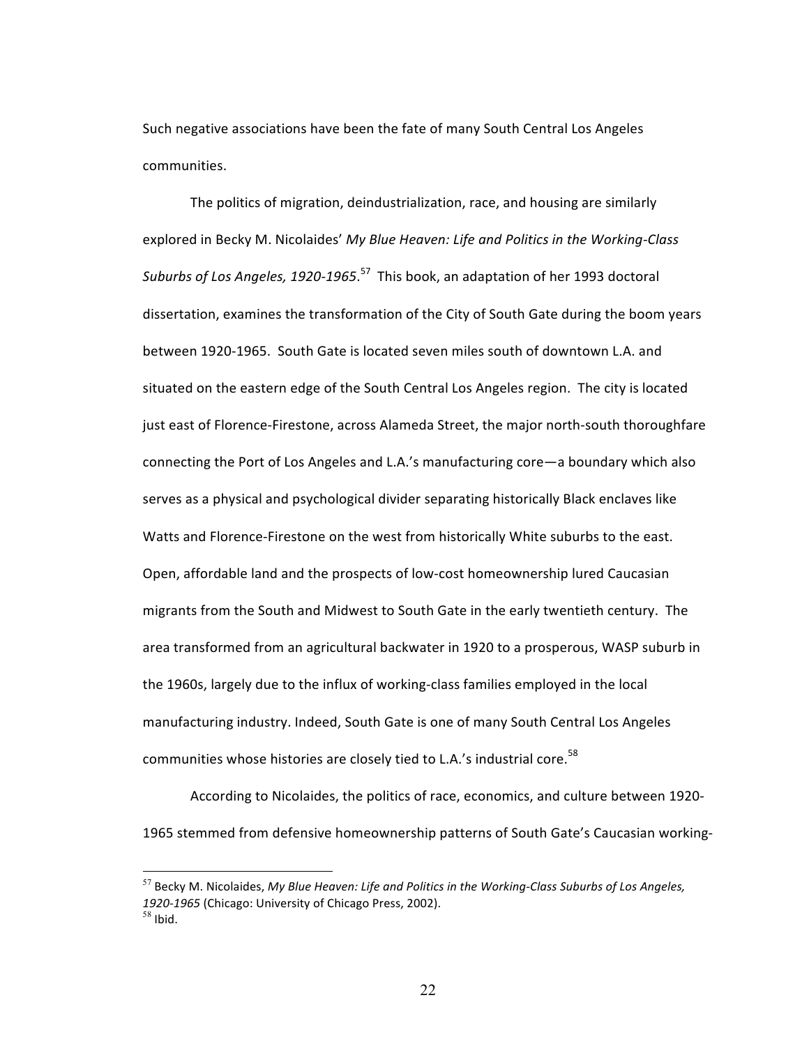Such negative associations have been the fate of many South Central Los Angeles communities.

The politics of migration, deindustrialization, race, and housing are similarly explored in Becky M. Nicolaides' *My Blue Heaven: Life and Politics in the Working-Class Suburbs of Los Angeles, 1920-1965*.[57] This book, an adaptation of her 1993 doctoral dissertation, examines the transformation of the City of South Gate during the boom years between 1920-1965. South Gate is located seven miles south of downtown L.A. and situated on the eastern edge of the South Central Los Angeles region. The city is located just east of Florence-Firestone, across Alameda Street, the major north-south thoroughfare connecting the Port of Los Angeles and L.A.'s manufacturing core—a boundary which also serves as a physical and psychological divider separating historically Black enclaves like Watts and Florence-Firestone on the west from historically White suburbs to the east. Open, affordable land and the prospects of low-cost homeownership lured Caucasian migrants from the South and Midwest to South Gate in the early twentieth century. The area transformed from an agricultural backwater in 1920 to a prosperous, WASP suburb in the 1960s, largely due to the influx of working-class families employed in the local manufacturing industry. Indeed, South Gate is one of many South Central Los Angeles communities whose histories are closely tied to L.A.'s industrial core.[58]

According to Nicolaides, the politics of race, economics, and culture between 1920-1965 stemmed from defensive homeownership patterns of South Gate's Caucasian working-

---

[57] Becky M. Nicolaides, *My Blue Heaven: Life and Politics in the Working-Class Suburbs of Los Angeles, 1920-1965* (Chicago: University of Chicago Press, 2002).

[58] Ibid.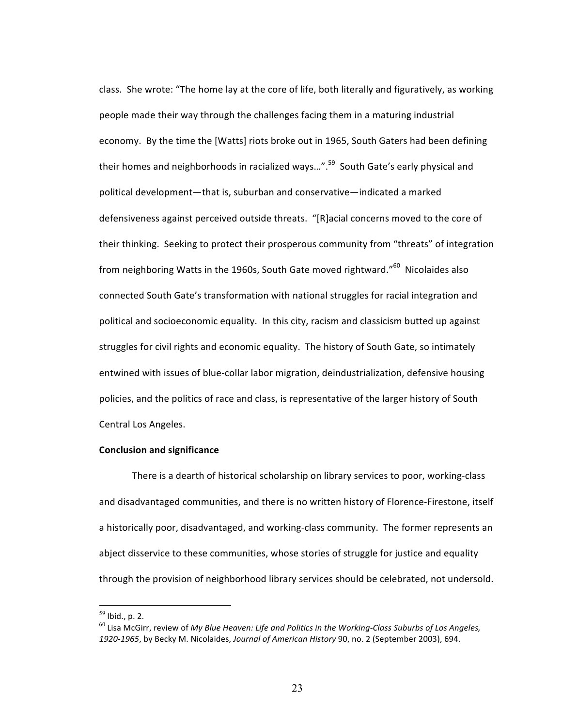class. She wrote: "The home lay at the core of life, both literally and figuratively, as working people made their way through the challenges facing them in a maturing industrial economy. By the time the [Watts] riots broke out in 1965, South Gaters had been defining their homes and neighborhoods in racialized ways…".[59] South Gate's early physical and political development—that is, suburban and conservative—indicated a marked defensiveness against perceived outside threats. "[R]acial concerns moved to the core of their thinking. Seeking to protect their prosperous community from "threats" of integration from neighboring Watts in the 1960s, South Gate moved rightward."[60] Nicolaides also connected South Gate's transformation with national struggles for racial integration and political and socioeconomic equality. In this city, racism and classicism butted up against struggles for civil rights and economic equality. The history of South Gate, so intimately entwined with issues of blue-collar labor migration, deindustrialization, defensive housing policies, and the politics of race and class, is representative of the larger history of South Central Los Angeles.

**Conclusion and significance**

There is a dearth of historical scholarship on library services to poor, working-class and disadvantaged communities, and there is no written history of Florence-Firestone, itself a historically poor, disadvantaged, and working-class community. The former represents an abject disservice to these communities, whose stories of struggle for justice and equality through the provision of neighborhood library services should be celebrated, not undersold.

---

[59] Ibid., p. 2.

[60] Lisa McGirr, review of *My Blue Heaven: Life and Politics in the Working-Class Suburbs of Los Angeles, 1920-1965*, by Becky M. Nicolaides, *Journal of American History* 90, no. 2 (September 2003), 694.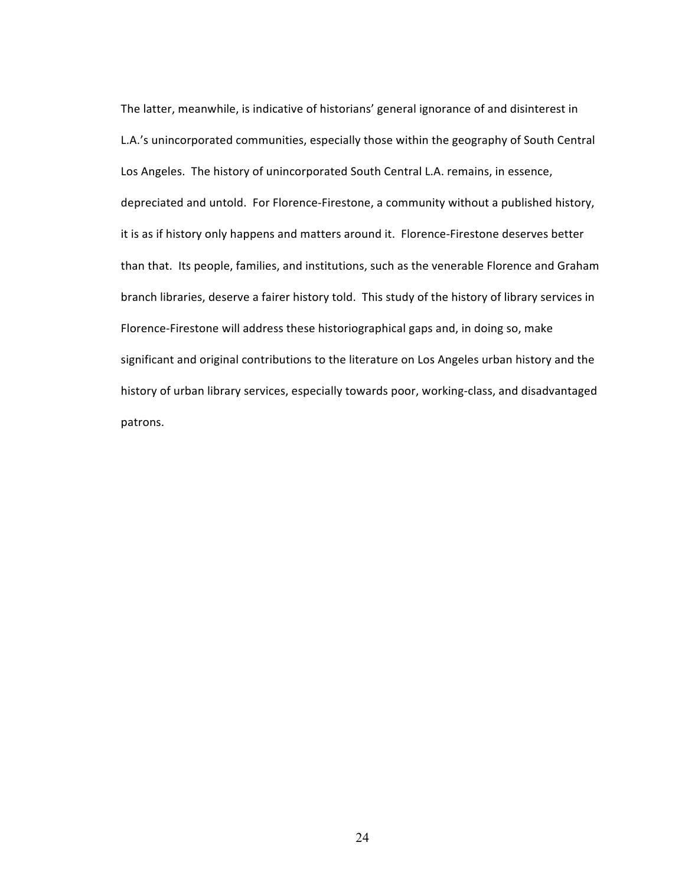The latter, meanwhile, is indicative of historians' general ignorance of and disinterest in L.A.'s unincorporated communities, especially those within the geography of South Central Los Angeles. The history of unincorporated South Central L.A. remains, in essence, depreciated and untold. For Florence-Firestone, a community without a published history, it is as if history only happens and matters around it. Florence-Firestone deserves better than that. Its people, families, and institutions, such as the venerable Florence and Graham branch libraries, deserve a fairer history told. This study of the history of library services in Florence-Firestone will address these historiographical gaps and, in doing so, make significant and original contributions to the literature on Los Angeles urban history and the history of urban library services, especially towards poor, working-class, and disadvantaged patrons.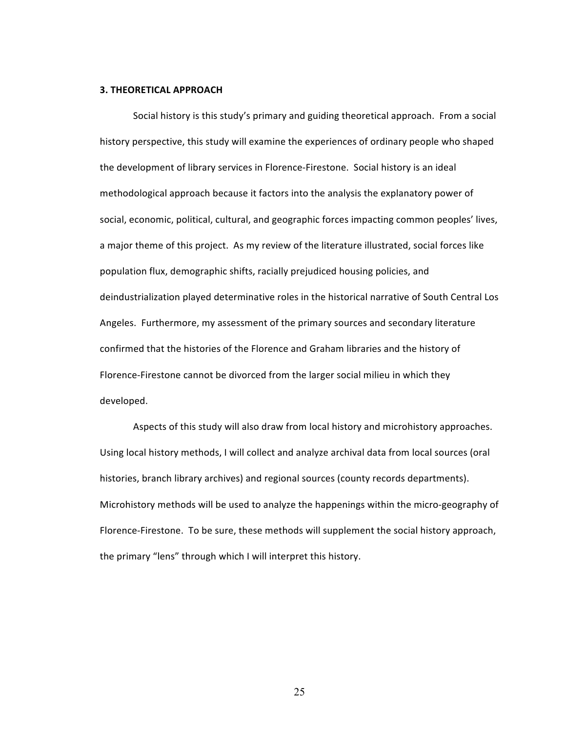## 3. THEORETICAL APPROACH

Social history is this study's primary and guiding theoretical approach. From a social history perspective, this study will examine the experiences of ordinary people who shaped the development of library services in Florence-Firestone. Social history is an ideal methodological approach because it factors into the analysis the explanatory power of social, economic, political, cultural, and geographic forces impacting common peoples' lives, a major theme of this project. As my review of the literature illustrated, social forces like population flux, demographic shifts, racially prejudiced housing policies, and deindustrialization played determinative roles in the historical narrative of South Central Los Angeles. Furthermore, my assessment of the primary sources and secondary literature confirmed that the histories of the Florence and Graham libraries and the history of Florence-Firestone cannot be divorced from the larger social milieu in which they developed.

Aspects of this study will also draw from local history and microhistory approaches. Using local history methods, I will collect and analyze archival data from local sources (oral histories, branch library archives) and regional sources (county records departments). Microhistory methods will be used to analyze the happenings within the micro-geography of Florence-Firestone. To be sure, these methods will supplement the social history approach, the primary "lens" through which I will interpret this history.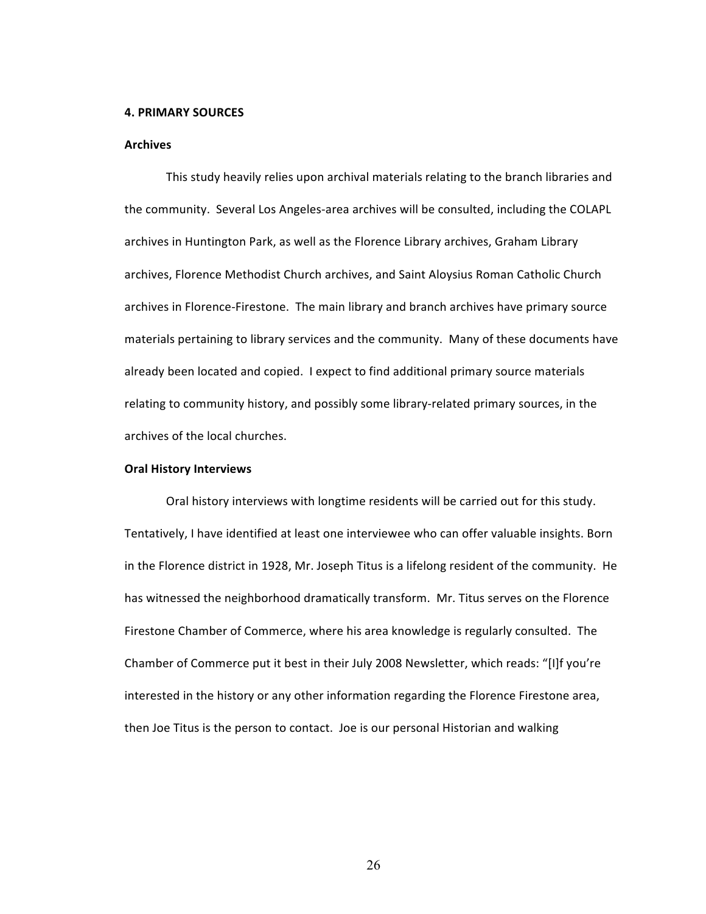## 4. PRIMARY SOURCES

### Archives

This study heavily relies upon archival materials relating to the branch libraries and the community. Several Los Angeles-area archives will be consulted, including the COLAPL archives in Huntington Park, as well as the Florence Library archives, Graham Library archives, Florence Methodist Church archives, and Saint Aloysius Roman Catholic Church archives in Florence-Firestone. The main library and branch archives have primary source materials pertaining to library services and the community. Many of these documents have already been located and copied. I expect to find additional primary source materials relating to community history, and possibly some library-related primary sources, in the archives of the local churches.

### Oral History Interviews

Oral history interviews with longtime residents will be carried out for this study. Tentatively, I have identified at least one interviewee who can offer valuable insights. Born in the Florence district in 1928, Mr. Joseph Titus is a lifelong resident of the community. He has witnessed the neighborhood dramatically transform. Mr. Titus serves on the Florence Firestone Chamber of Commerce, where his area knowledge is regularly consulted. The Chamber of Commerce put it best in their July 2008 Newsletter, which reads: "[I]f you're interested in the history or any other information regarding the Florence Firestone area, then Joe Titus is the person to contact. Joe is our personal Historian and walking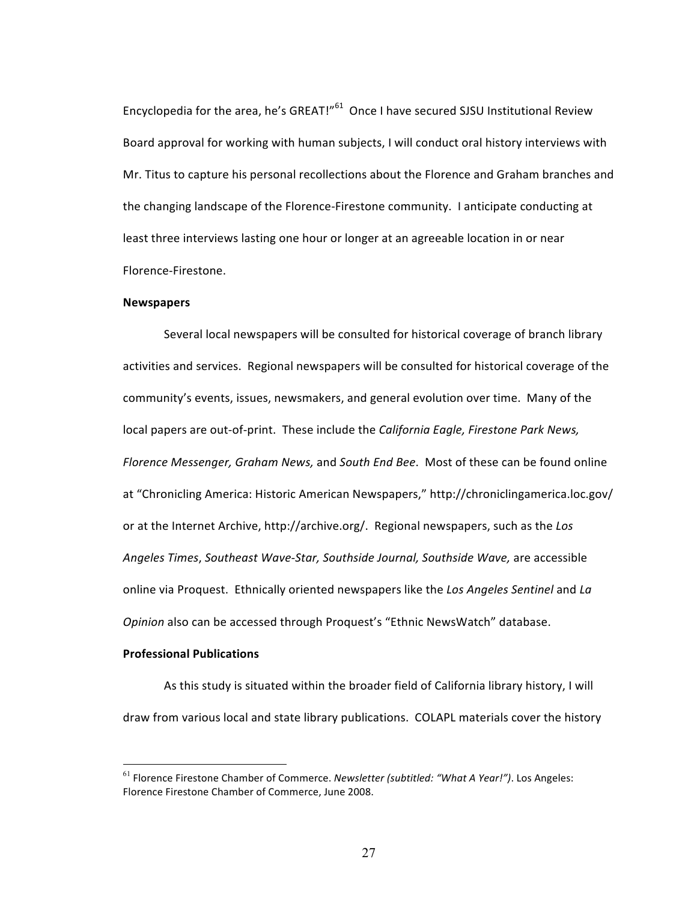Encyclopedia for the area, he's GREAT!"[61] Once I have secured SJSU Institutional Review Board approval for working with human subjects, I will conduct oral history interviews with Mr. Titus to capture his personal recollections about the Florence and Graham branches and the changing landscape of the Florence-Firestone community. I anticipate conducting at least three interviews lasting one hour or longer at an agreeable location in or near Florence-Firestone.

**Newspapers**

Several local newspapers will be consulted for historical coverage of branch library activities and services. Regional newspapers will be consulted for historical coverage of the community's events, issues, newsmakers, and general evolution over time. Many of the local papers are out-of-print. These include the *California Eagle, Firestone Park News, Florence Messenger, Graham News,* and *South End Bee*. Most of these can be found online at "Chronicling America: Historic American Newspapers," http://chroniclingamerica.loc.gov/ or at the Internet Archive, http://archive.org/. Regional newspapers, such as the *Los Angeles Times*, *Southeast Wave-Star, Southside Journal, Southside Wave,* are accessible online via Proquest. Ethnically oriented newspapers like the *Los Angeles Sentinel* and *La Opinion* also can be accessed through Proquest's "Ethnic NewsWatch" database.

**Professional Publications**

As this study is situated within the broader field of California library history, I will draw from various local and state library publications. COLAPL materials cover the history

---

[61] Florence Firestone Chamber of Commerce. *Newsletter (subtitled: "What A Year!")*. Los Angeles: Florence Firestone Chamber of Commerce, June 2008.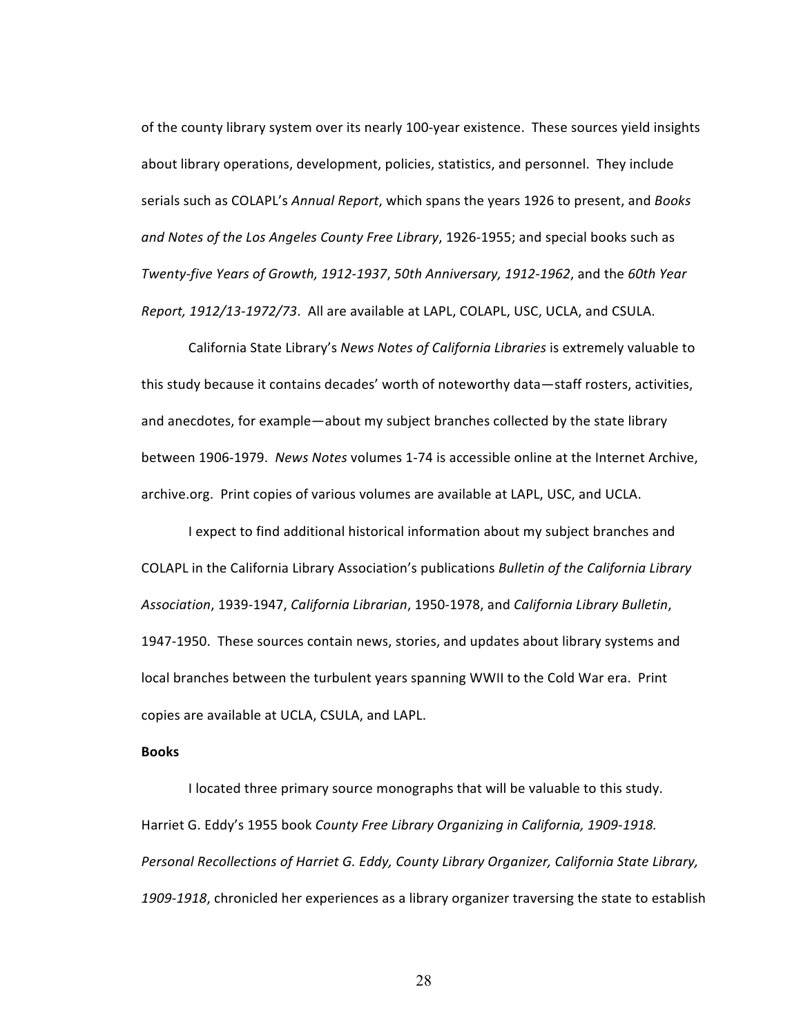of the county library system over its nearly 100-year existence. These sources yield insights about library operations, development, policies, statistics, and personnel. They include serials such as COLAPL's *Annual Report*, which spans the years 1926 to present, and *Books and Notes of the Los Angeles County Free Library*, 1926-1955; and special books such as *Twenty-five Years of Growth, 1912-1937*, *50th Anniversary, 1912-1962*, and the *60th Year Report, 1912/13-1972/73*. All are available at LAPL, COLAPL, USC, UCLA, and CSULA.

California State Library's *News Notes of California Libraries* is extremely valuable to this study because it contains decades' worth of noteworthy data—staff rosters, activities, and anecdotes, for example—about my subject branches collected by the state library between 1906-1979. *News Notes* volumes 1-74 is accessible online at the Internet Archive, archive.org. Print copies of various volumes are available at LAPL, USC, and UCLA.

I expect to find additional historical information about my subject branches and COLAPL in the California Library Association's publications *Bulletin of the California Library Association*, 1939-1947, *California Librarian*, 1950-1978, and *California Library Bulletin*, 1947-1950. These sources contain news, stories, and updates about library systems and local branches between the turbulent years spanning WWII to the Cold War era. Print copies are available at UCLA, CSULA, and LAPL.

**Books**

I located three primary source monographs that will be valuable to this study. Harriet G. Eddy's 1955 book *County Free Library Organizing in California, 1909-1918. Personal Recollections of Harriet G. Eddy, County Library Organizer, California State Library, 1909-1918*, chronicled her experiences as a library organizer traversing the state to establish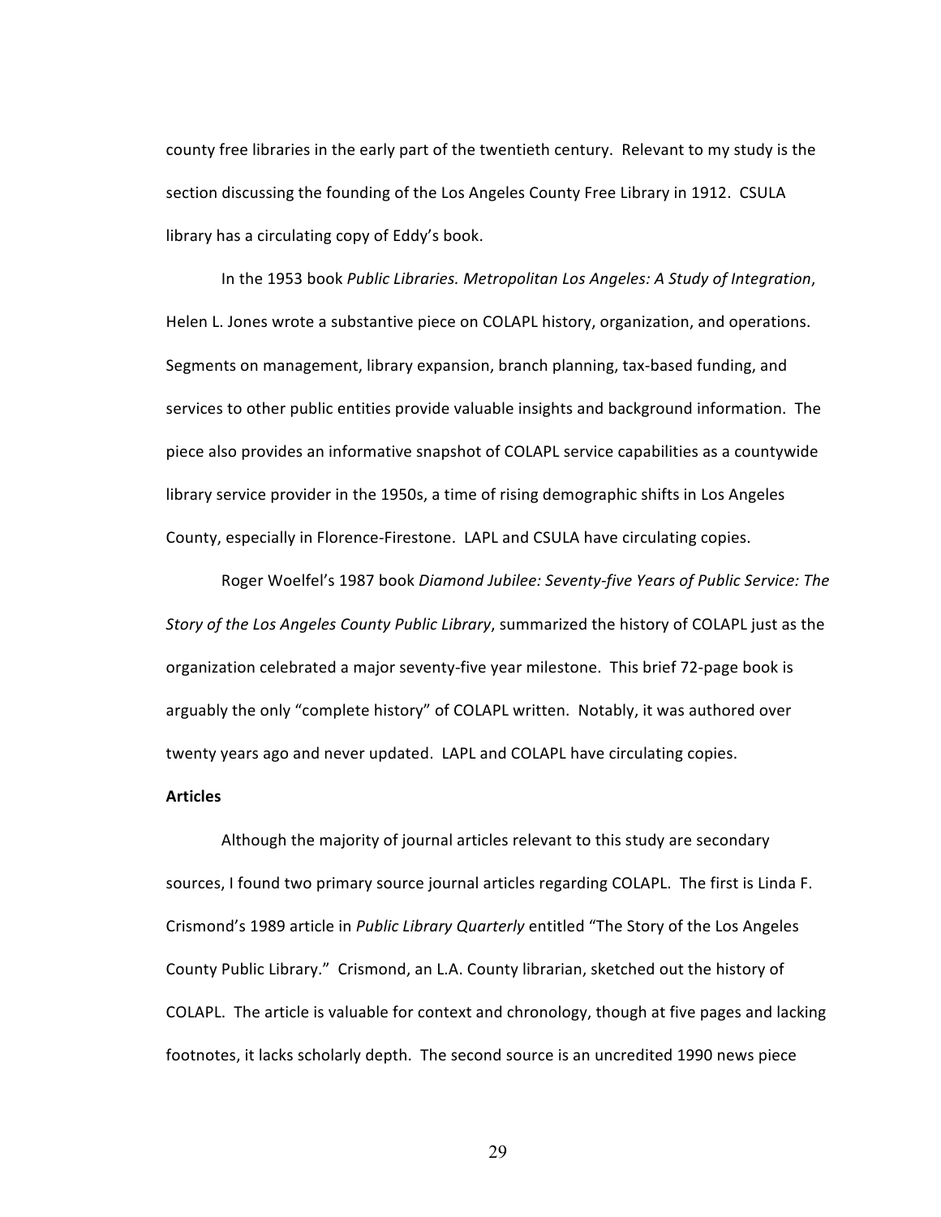county free libraries in the early part of the twentieth century. Relevant to my study is the section discussing the founding of the Los Angeles County Free Library in 1912. CSULA library has a circulating copy of Eddy's book.

In the 1953 book *Public Libraries. Metropolitan Los Angeles: A Study of Integration*, Helen L. Jones wrote a substantive piece on COLAPL history, organization, and operations. Segments on management, library expansion, branch planning, tax-based funding, and services to other public entities provide valuable insights and background information. The piece also provides an informative snapshot of COLAPL service capabilities as a countywide library service provider in the 1950s, a time of rising demographic shifts in Los Angeles County, especially in Florence-Firestone. LAPL and CSULA have circulating copies.

Roger Woelfel's 1987 book *Diamond Jubilee: Seventy-five Years of Public Service: The Story of the Los Angeles County Public Library*, summarized the history of COLAPL just as the organization celebrated a major seventy-five year milestone. This brief 72-page book is arguably the only "complete history" of COLAPL written. Notably, it was authored over twenty years ago and never updated. LAPL and COLAPL have circulating copies.

**Articles**

Although the majority of journal articles relevant to this study are secondary sources, I found two primary source journal articles regarding COLAPL. The first is Linda F. Crismond's 1989 article in *Public Library Quarterly* entitled "The Story of the Los Angeles County Public Library." Crismond, an L.A. County librarian, sketched out the history of COLAPL. The article is valuable for context and chronology, though at five pages and lacking footnotes, it lacks scholarly depth. The second source is an uncredited 1990 news piece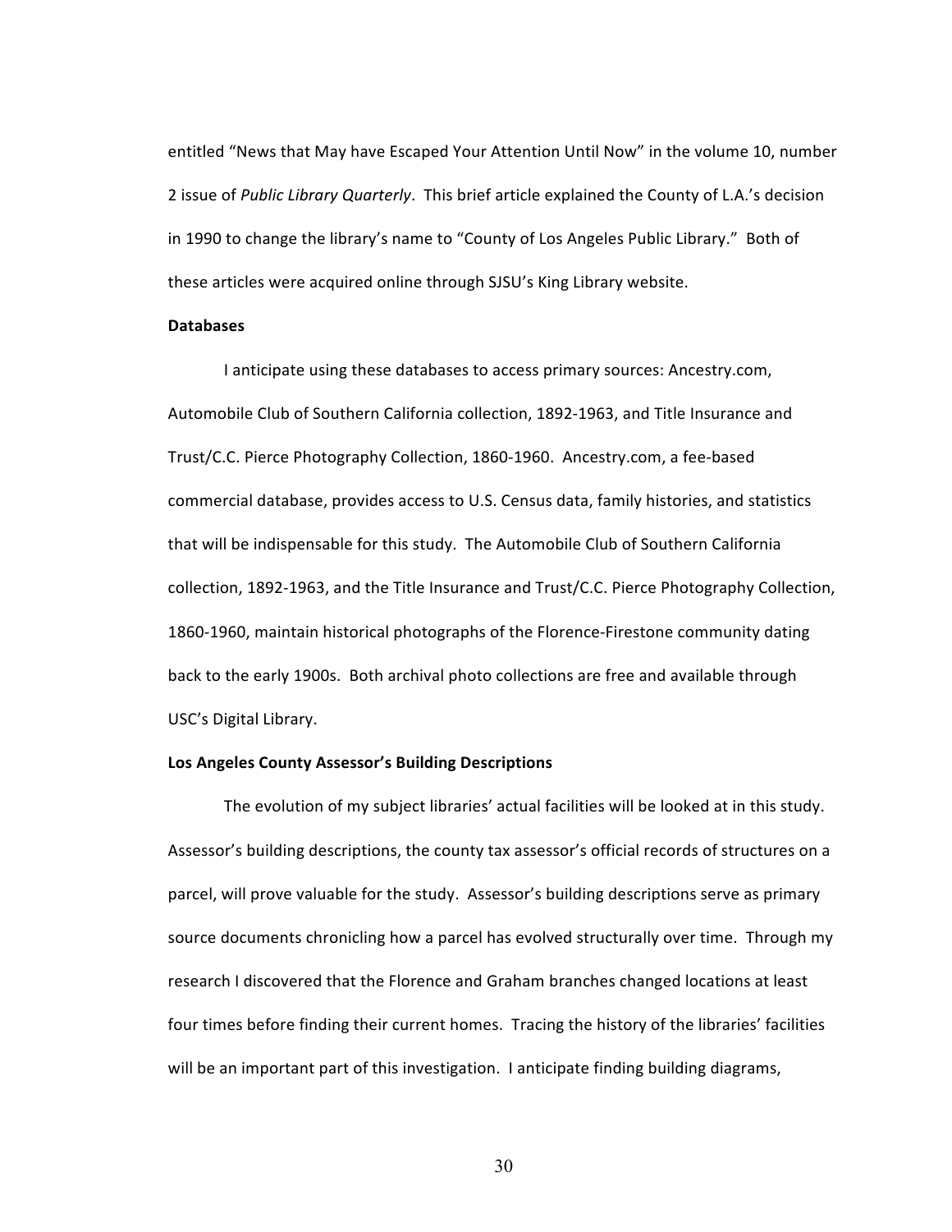entitled "News that May have Escaped Your Attention Until Now" in the volume 10, number 2 issue of *Public Library Quarterly*. This brief article explained the County of L.A.'s decision in 1990 to change the library's name to "County of Los Angeles Public Library." Both of these articles were acquired online through SJSU's King Library website.

**Databases**

I anticipate using these databases to access primary sources: Ancestry.com, Automobile Club of Southern California collection, 1892-1963, and Title Insurance and Trust/C.C. Pierce Photography Collection, 1860-1960. Ancestry.com, a fee-based commercial database, provides access to U.S. Census data, family histories, and statistics that will be indispensable for this study. The Automobile Club of Southern California collection, 1892-1963, and the Title Insurance and Trust/C.C. Pierce Photography Collection, 1860-1960, maintain historical photographs of the Florence-Firestone community dating back to the early 1900s. Both archival photo collections are free and available through USC's Digital Library.

**Los Angeles County Assessor's Building Descriptions**

The evolution of my subject libraries' actual facilities will be looked at in this study. Assessor's building descriptions, the county tax assessor's official records of structures on a parcel, will prove valuable for the study. Assessor's building descriptions serve as primary source documents chronicling how a parcel has evolved structurally over time. Through my research I discovered that the Florence and Graham branches changed locations at least four times before finding their current homes. Tracing the history of the libraries' facilities will be an important part of this investigation. I anticipate finding building diagrams,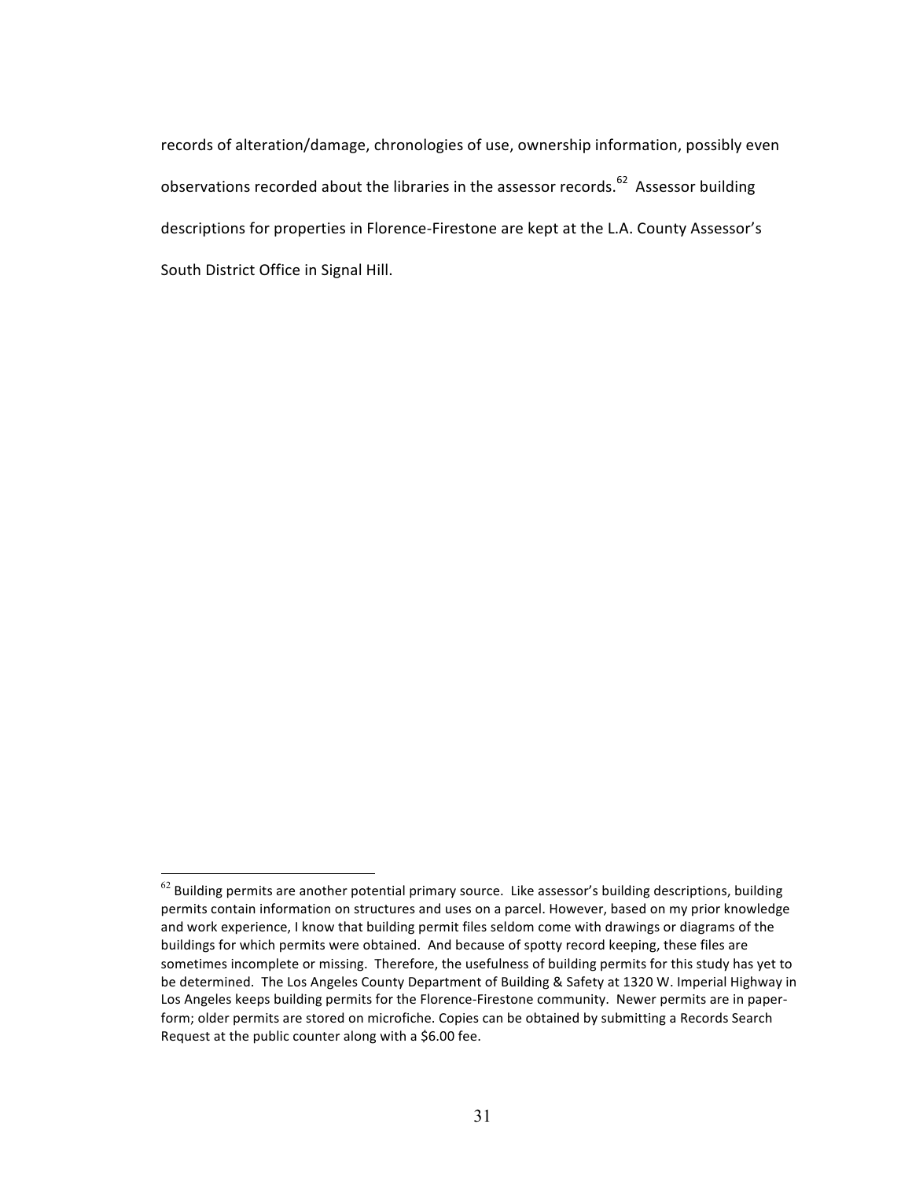records of alteration/damage, chronologies of use, ownership information, possibly even observations recorded about the libraries in the assessor records.[62] Assessor building descriptions for properties in Florence-Firestone are kept at the L.A. County Assessor's South District Office in Signal Hill.

---

[62] Building permits are another potential primary source. Like assessor's building descriptions, building permits contain information on structures and uses on a parcel. However, based on my prior knowledge and work experience, I know that building permit files seldom come with drawings or diagrams of the buildings for which permits were obtained. And because of spotty record keeping, these files are sometimes incomplete or missing. Therefore, the usefulness of building permits for this study has yet to be determined. The Los Angeles County Department of Building & Safety at 1320 W. Imperial Highway in Los Angeles keeps building permits for the Florence-Firestone community. Newer permits are in paper-form; older permits are stored on microfiche. Copies can be obtained by submitting a Records Search Request at the public counter along with a $6.00 fee.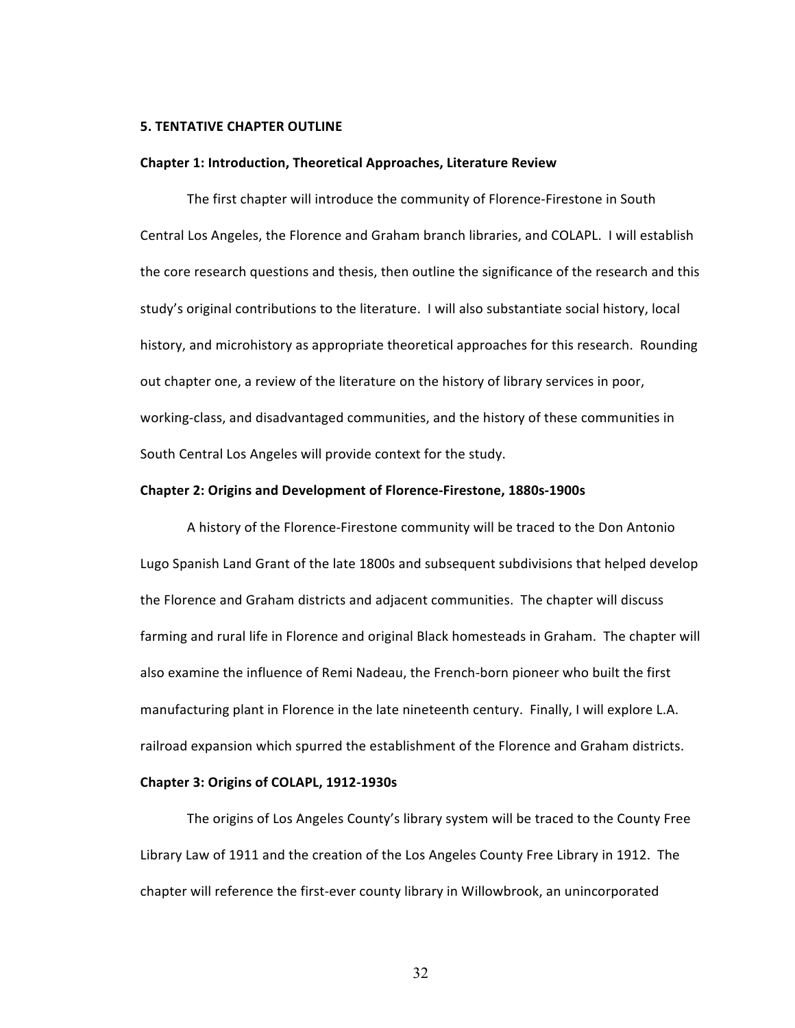## 5. TENTATIVE CHAPTER OUTLINE

### Chapter 1: Introduction, Theoretical Approaches, Literature Review

The first chapter will introduce the community of Florence-Firestone in South Central Los Angeles, the Florence and Graham branch libraries, and COLAPL. I will establish the core research questions and thesis, then outline the significance of the research and this study's original contributions to the literature. I will also substantiate social history, local history, and microhistory as appropriate theoretical approaches for this research. Rounding out chapter one, a review of the literature on the history of library services in poor, working-class, and disadvantaged communities, and the history of these communities in South Central Los Angeles will provide context for the study.

### Chapter 2: Origins and Development of Florence-Firestone, 1880s-1900s

A history of the Florence-Firestone community will be traced to the Don Antonio Lugo Spanish Land Grant of the late 1800s and subsequent subdivisions that helped develop the Florence and Graham districts and adjacent communities. The chapter will discuss farming and rural life in Florence and original Black homesteads in Graham. The chapter will also examine the influence of Remi Nadeau, the French-born pioneer who built the first manufacturing plant in Florence in the late nineteenth century. Finally, I will explore L.A. railroad expansion which spurred the establishment of the Florence and Graham districts.

### Chapter 3: Origins of COLAPL, 1912-1930s

The origins of Los Angeles County's library system will be traced to the County Free Library Law of 1911 and the creation of the Los Angeles County Free Library in 1912. The chapter will reference the first-ever county library in Willowbrook, an unincorporated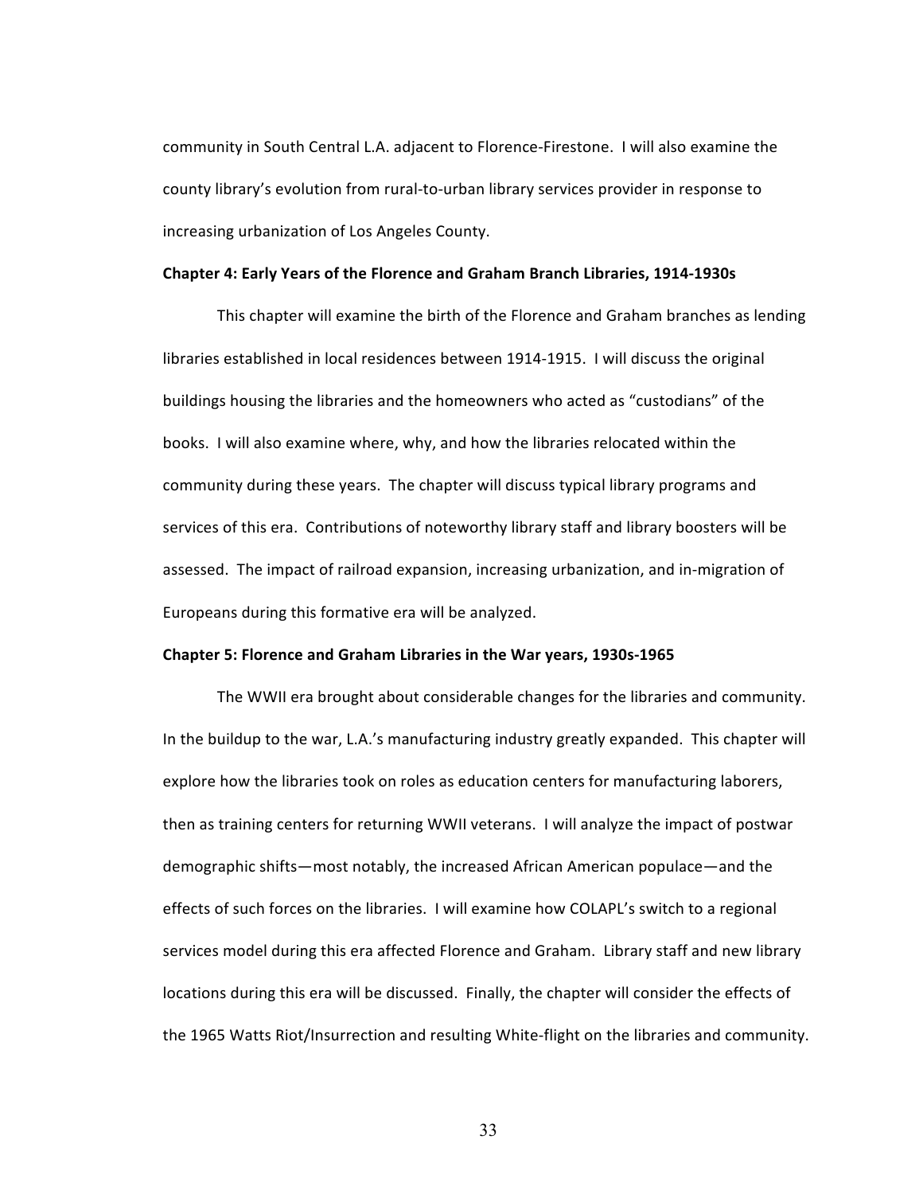community in South Central L.A. adjacent to Florence-Firestone. I will also examine the county library's evolution from rural-to-urban library services provider in response to increasing urbanization of Los Angeles County.

**Chapter 4: Early Years of the Florence and Graham Branch Libraries, 1914-1930s**

This chapter will examine the birth of the Florence and Graham branches as lending libraries established in local residences between 1914-1915. I will discuss the original buildings housing the libraries and the homeowners who acted as "custodians" of the books. I will also examine where, why, and how the libraries relocated within the community during these years. The chapter will discuss typical library programs and services of this era. Contributions of noteworthy library staff and library boosters will be assessed. The impact of railroad expansion, increasing urbanization, and in-migration of Europeans during this formative era will be analyzed.

**Chapter 5: Florence and Graham Libraries in the War years, 1930s-1965**

The WWII era brought about considerable changes for the libraries and community. In the buildup to the war, L.A.'s manufacturing industry greatly expanded. This chapter will explore how the libraries took on roles as education centers for manufacturing laborers, then as training centers for returning WWII veterans. I will analyze the impact of postwar demographic shifts—most notably, the increased African American populace—and the effects of such forces on the libraries. I will examine how COLAPL's switch to a regional services model during this era affected Florence and Graham. Library staff and new library locations during this era will be discussed. Finally, the chapter will consider the effects of the 1965 Watts Riot/Insurrection and resulting White-flight on the libraries and community.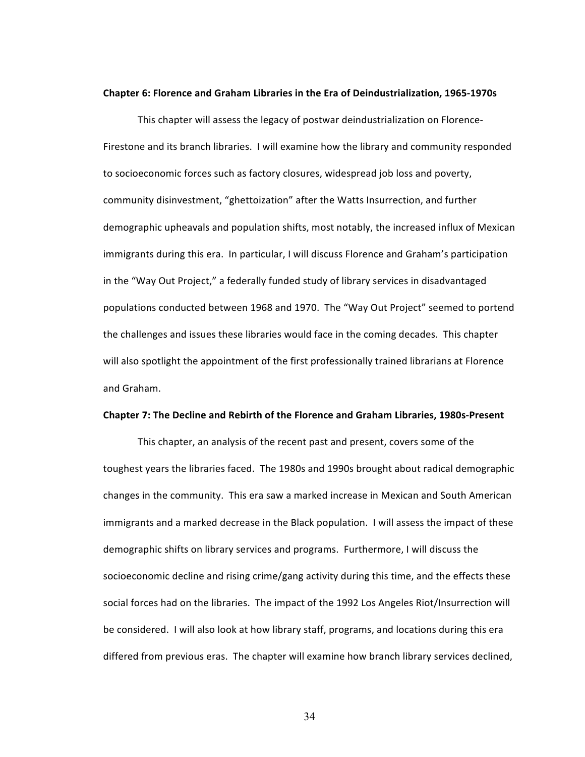**Chapter 6: Florence and Graham Libraries in the Era of Deindustrialization, 1965-1970s**

This chapter will assess the legacy of postwar deindustrialization on Florence-Firestone and its branch libraries. I will examine how the library and community responded to socioeconomic forces such as factory closures, widespread job loss and poverty, community disinvestment, "ghettoization" after the Watts Insurrection, and further demographic upheavals and population shifts, most notably, the increased influx of Mexican immigrants during this era. In particular, I will discuss Florence and Graham's participation in the "Way Out Project," a federally funded study of library services in disadvantaged populations conducted between 1968 and 1970. The "Way Out Project" seemed to portend the challenges and issues these libraries would face in the coming decades. This chapter will also spotlight the appointment of the first professionally trained librarians at Florence and Graham.

**Chapter 7: The Decline and Rebirth of the Florence and Graham Libraries, 1980s-Present**

This chapter, an analysis of the recent past and present, covers some of the toughest years the libraries faced. The 1980s and 1990s brought about radical demographic changes in the community. This era saw a marked increase in Mexican and South American immigrants and a marked decrease in the Black population. I will assess the impact of these demographic shifts on library services and programs. Furthermore, I will discuss the socioeconomic decline and rising crime/gang activity during this time, and the effects these social forces had on the libraries. The impact of the 1992 Los Angeles Riot/Insurrection will be considered. I will also look at how library staff, programs, and locations during this era differed from previous eras. The chapter will examine how branch library services declined,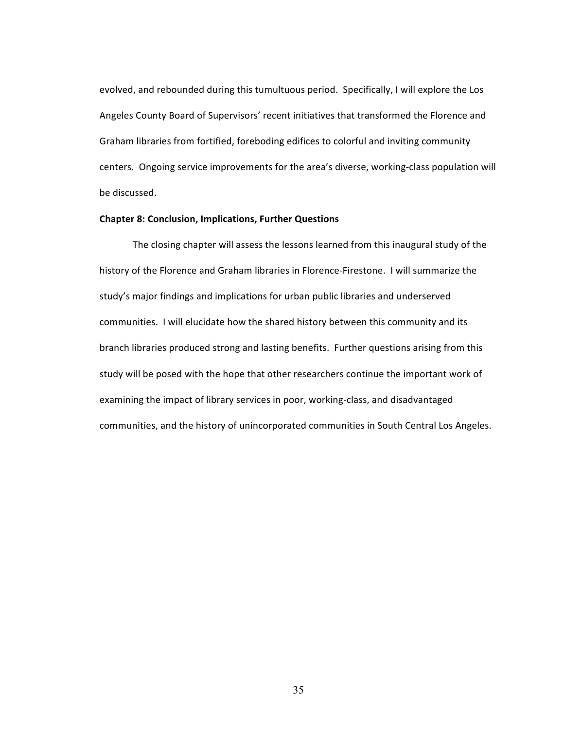evolved, and rebounded during this tumultuous period. Specifically, I will explore the Los Angeles County Board of Supervisors' recent initiatives that transformed the Florence and Graham libraries from fortified, foreboding edifices to colorful and inviting community centers. Ongoing service improvements for the area's diverse, working-class population will be discussed.

**Chapter 8: Conclusion, Implications, Further Questions**

The closing chapter will assess the lessons learned from this inaugural study of the history of the Florence and Graham libraries in Florence-Firestone. I will summarize the study's major findings and implications for urban public libraries and underserved communities. I will elucidate how the shared history between this community and its branch libraries produced strong and lasting benefits. Further questions arising from this study will be posed with the hope that other researchers continue the important work of examining the impact of library services in poor, working-class, and disadvantaged communities, and the history of unincorporated communities in South Central Los Angeles.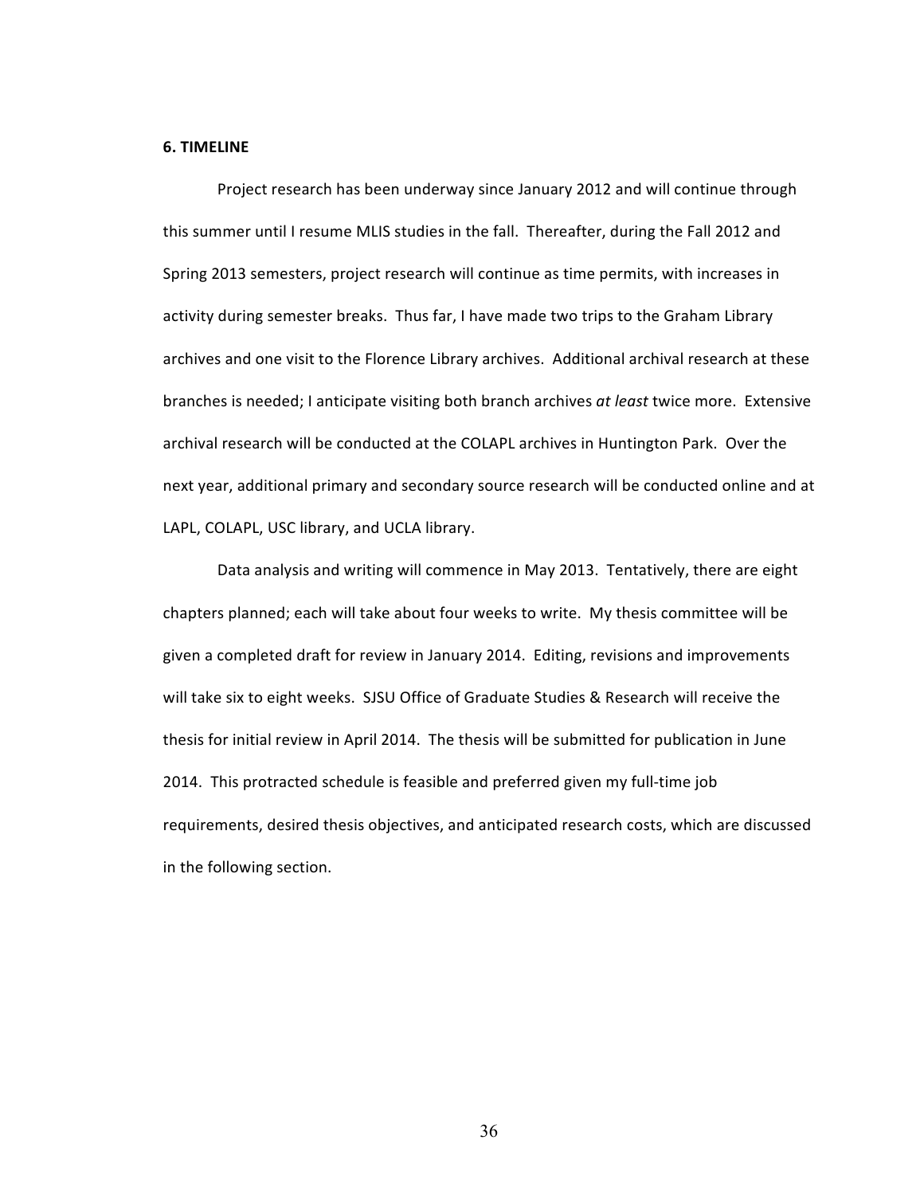## 6. TIMELINE

Project research has been underway since January 2012 and will continue through this summer until I resume MLIS studies in the fall. Thereafter, during the Fall 2012 and Spring 2013 semesters, project research will continue as time permits, with increases in activity during semester breaks. Thus far, I have made two trips to the Graham Library archives and one visit to the Florence Library archives. Additional archival research at these branches is needed; I anticipate visiting both branch archives *at least* twice more. Extensive archival research will be conducted at the COLAPL archives in Huntington Park. Over the next year, additional primary and secondary source research will be conducted online and at LAPL, COLAPL, USC library, and UCLA library.

Data analysis and writing will commence in May 2013. Tentatively, there are eight chapters planned; each will take about four weeks to write. My thesis committee will be given a completed draft for review in January 2014. Editing, revisions and improvements will take six to eight weeks. SJSU Office of Graduate Studies & Research will receive the thesis for initial review in April 2014. The thesis will be submitted for publication in June 2014. This protracted schedule is feasible and preferred given my full-time job requirements, desired thesis objectives, and anticipated research costs, which are discussed in the following section.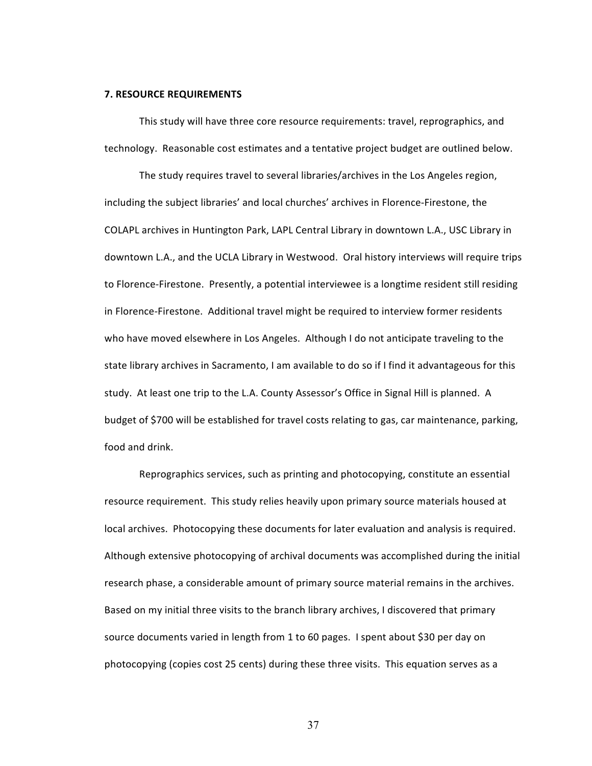### 7. RESOURCE REQUIREMENTS

This study will have three core resource requirements: travel, reprographics, and technology. Reasonable cost estimates and a tentative project budget are outlined below.

The study requires travel to several libraries/archives in the Los Angeles region, including the subject libraries' and local churches' archives in Florence-Firestone, the COLAPL archives in Huntington Park, LAPL Central Library in downtown L.A., USC Library in downtown L.A., and the UCLA Library in Westwood. Oral history interviews will require trips to Florence-Firestone. Presently, a potential interviewee is a longtime resident still residing in Florence-Firestone. Additional travel might be required to interview former residents who have moved elsewhere in Los Angeles. Although I do not anticipate traveling to the state library archives in Sacramento, I am available to do so if I find it advantageous for this study. At least one trip to the L.A. County Assessor's Office in Signal Hill is planned. A budget of $700 will be established for travel costs relating to gas, car maintenance, parking, food and drink.

Reprographics services, such as printing and photocopying, constitute an essential resource requirement. This study relies heavily upon primary source materials housed at local archives. Photocopying these documents for later evaluation and analysis is required. Although extensive photocopying of archival documents was accomplished during the initial research phase, a considerable amount of primary source material remains in the archives. Based on my initial three visits to the branch library archives, I discovered that primary source documents varied in length from 1 to 60 pages. I spent about $30 per day on photocopying (copies cost 25 cents) during these three visits. This equation serves as a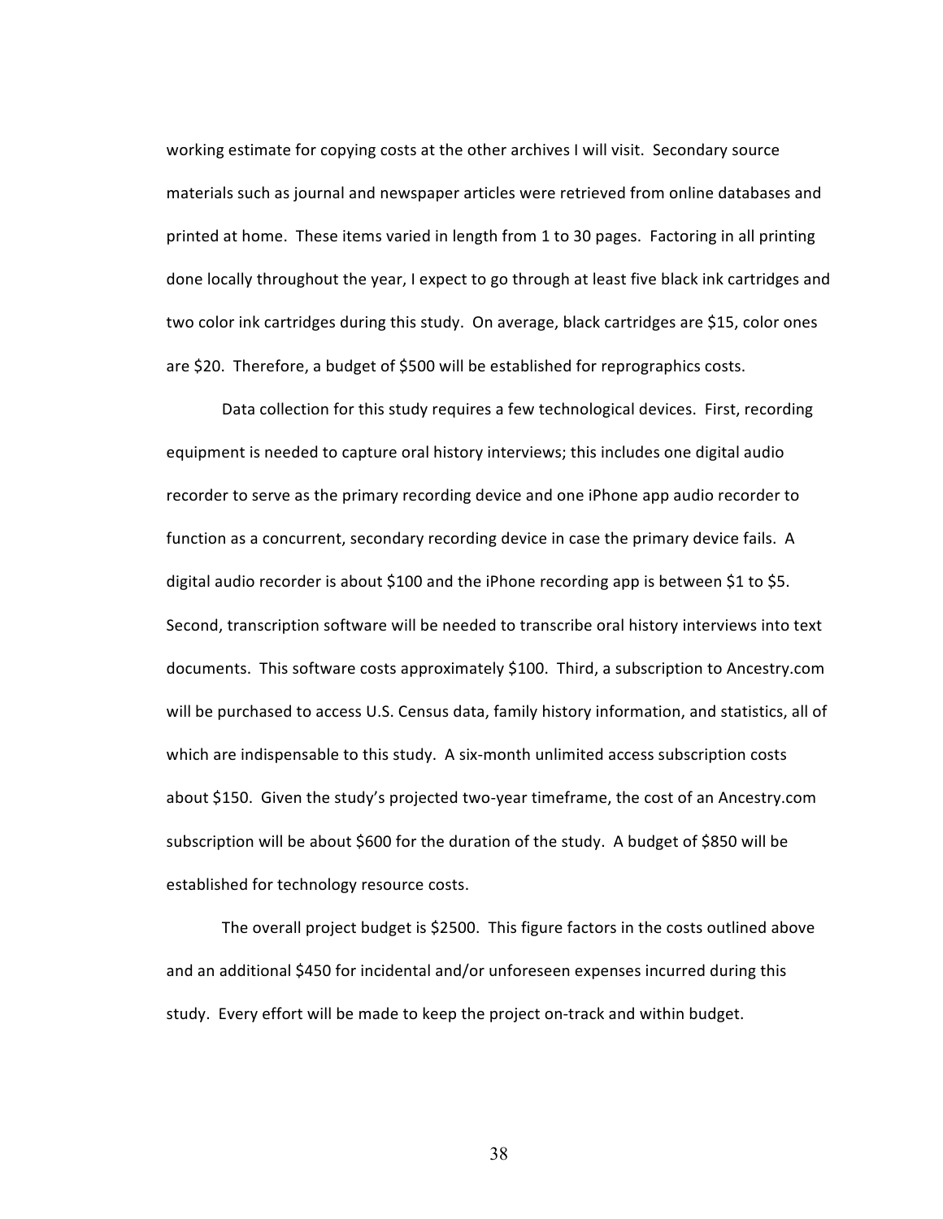working estimate for copying costs at the other archives I will visit. Secondary source materials such as journal and newspaper articles were retrieved from online databases and printed at home. These items varied in length from 1 to 30 pages. Factoring in all printing done locally throughout the year, I expect to go through at least five black ink cartridges and two color ink cartridges during this study. On average, black cartridges are $15, color ones are $20. Therefore, a budget of $500 will be established for reprographics costs.

Data collection for this study requires a few technological devices. First, recording equipment is needed to capture oral history interviews; this includes one digital audio recorder to serve as the primary recording device and one iPhone app audio recorder to function as a concurrent, secondary recording device in case the primary device fails. A digital audio recorder is about $100 and the iPhone recording app is between $1 to $5. Second, transcription software will be needed to transcribe oral history interviews into text documents. This software costs approximately $100. Third, a subscription to Ancestry.com will be purchased to access U.S. Census data, family history information, and statistics, all of which are indispensable to this study. A six-month unlimited access subscription costs about $150. Given the study's projected two-year timeframe, the cost of an Ancestry.com subscription will be about $600 for the duration of the study. A budget of $850 will be established for technology resource costs.

The overall project budget is $2500. This figure factors in the costs outlined above and an additional $450 for incidental and/or unforeseen expenses incurred during this study. Every effort will be made to keep the project on-track and within budget.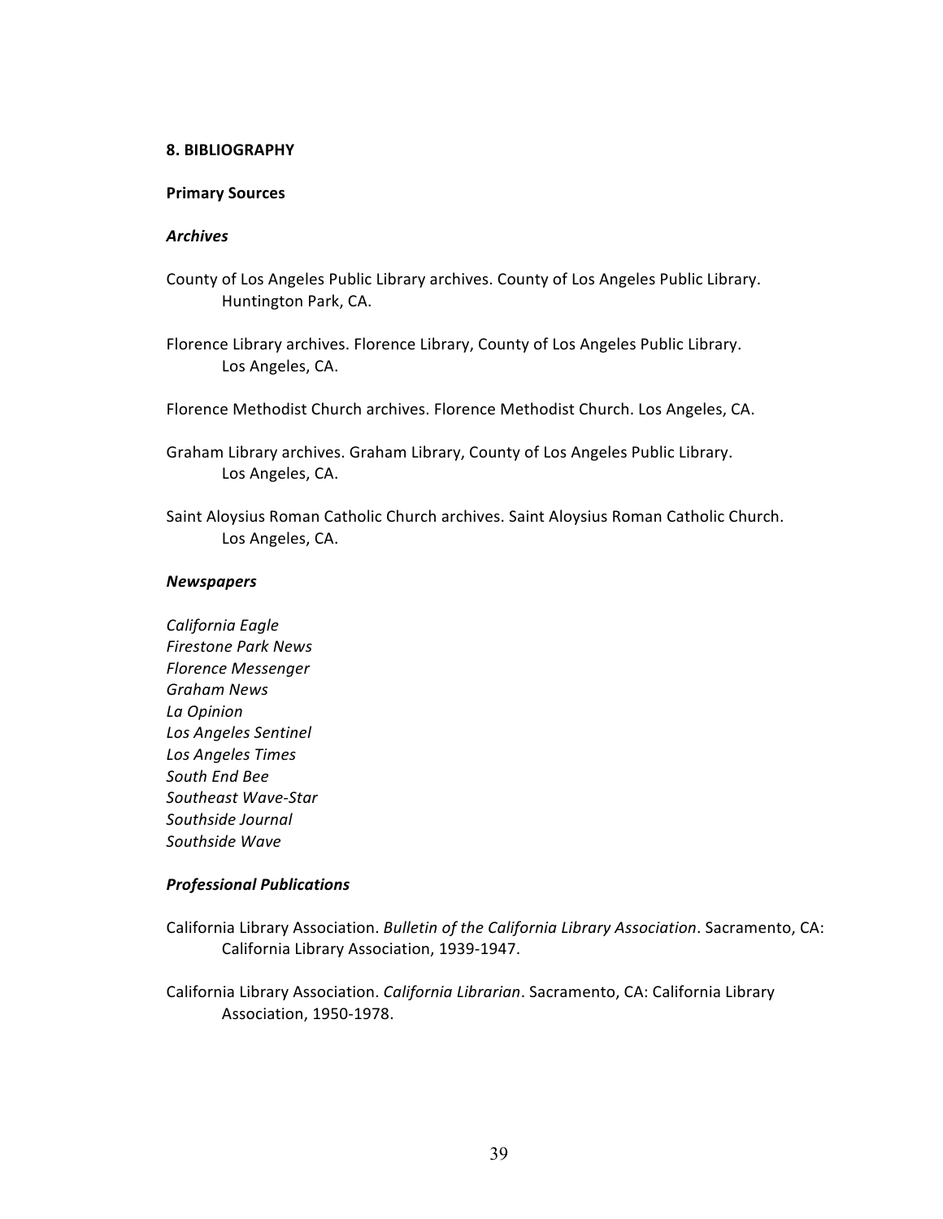## 8. BIBLIOGRAPHY

### Primary Sources

#### *Archives*

County of Los Angeles Public Library archives. County of Los Angeles Public Library. Huntington Park, CA.

Florence Library archives. Florence Library, County of Los Angeles Public Library. Los Angeles, CA.

Florence Methodist Church archives. Florence Methodist Church. Los Angeles, CA.

Graham Library archives. Graham Library, County of Los Angeles Public Library. Los Angeles, CA.

Saint Aloysius Roman Catholic Church archives. Saint Aloysius Roman Catholic Church. Los Angeles, CA.

#### *Newspapers*

*California Eagle*
*Firestone Park News*
*Florence Messenger*
*Graham News*
*La Opinion*
*Los Angeles Sentinel*
*Los Angeles Times*
*South End Bee*
*Southeast Wave-Star*
*Southside Journal*
*Southside Wave*

#### *Professional Publications*

California Library Association. *Bulletin of the California Library Association*. Sacramento, CA: California Library Association, 1939-1947.

California Library Association. *California Librarian*. Sacramento, CA: California Library Association, 1950-1978.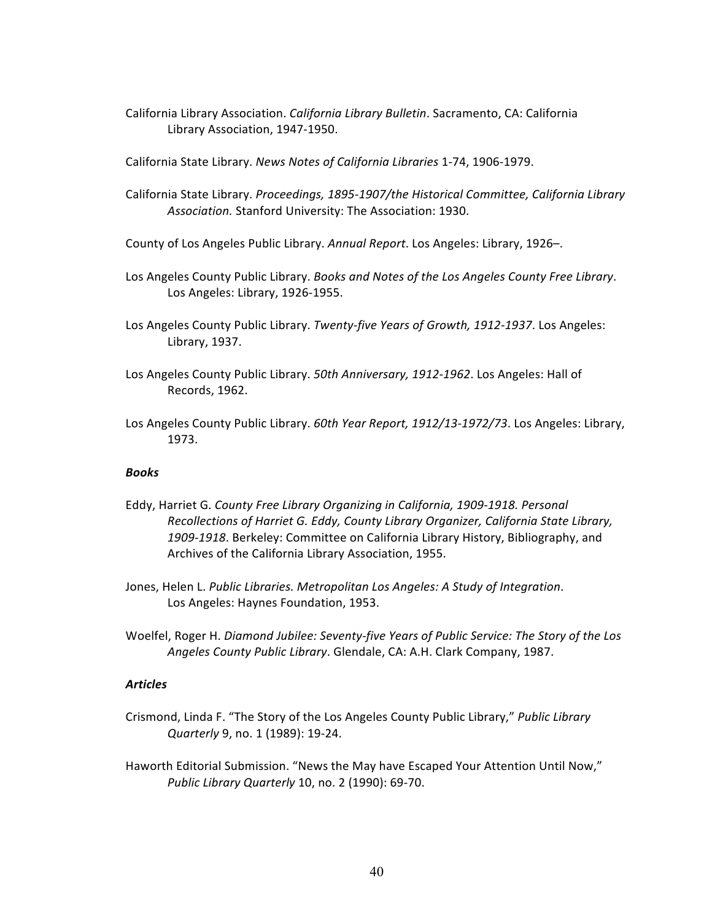California Library Association. *California Library Bulletin*. Sacramento, CA: California Library Association, 1947-1950.

California State Library. *News Notes of California Libraries* 1-74, 1906-1979.

California State Library. *Proceedings, 1895-1907/the Historical Committee, California Library Association.* Stanford University: The Association: 1930.

County of Los Angeles Public Library. *Annual Report*. Los Angeles: Library, 1926–.

Los Angeles County Public Library. *Books and Notes of the Los Angeles County Free Library*. Los Angeles: Library, 1926-1955.

Los Angeles County Public Library. *Twenty-five Years of Growth, 1912-1937*. Los Angeles: Library, 1937.

Los Angeles County Public Library. *50th Anniversary, 1912-1962*. Los Angeles: Hall of Records, 1962.

Los Angeles County Public Library. *60th Year Report, 1912/13-1972/73*. Los Angeles: Library, 1973.

### *Books*

Eddy, Harriet G. *County Free Library Organizing in California, 1909-1918. Personal Recollections of Harriet G. Eddy, County Library Organizer, California State Library, 1909-1918*. Berkeley: Committee on California Library History, Bibliography, and Archives of the California Library Association, 1955.

Jones, Helen L. *Public Libraries. Metropolitan Los Angeles: A Study of Integration*. Los Angeles: Haynes Foundation, 1953.

Woelfel, Roger H. *Diamond Jubilee: Seventy-five Years of Public Service: The Story of the Los Angeles County Public Library*. Glendale, CA: A.H. Clark Company, 1987.

### *Articles*

Crismond, Linda F. "The Story of the Los Angeles County Public Library," *Public Library Quarterly* 9, no. 1 (1989): 19-24.

Haworth Editorial Submission. "News the May have Escaped Your Attention Until Now," *Public Library Quarterly* 10, no. 2 (1990): 69-70.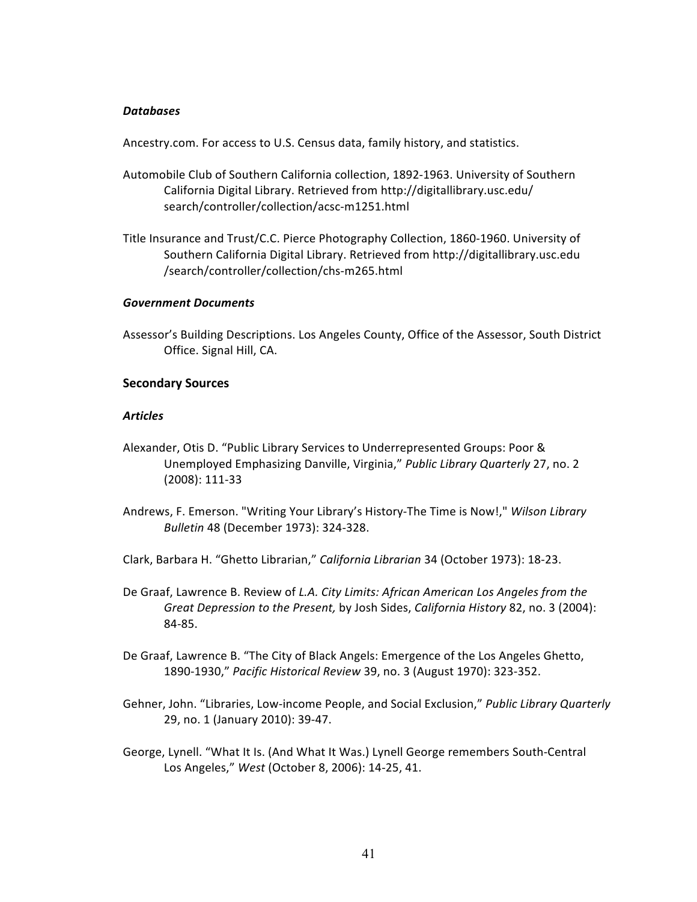### *Databases*

Ancestry.com. For access to U.S. Census data, family history, and statistics.

Automobile Club of Southern California collection, 1892-1963. University of Southern California Digital Library. Retrieved from http://digitallibrary.usc.edu/search/controller/collection/acsc-m1251.html

Title Insurance and Trust/C.C. Pierce Photography Collection, 1860-1960. University of Southern California Digital Library. Retrieved from http://digitallibrary.usc.edu/search/controller/collection/chs-m265.html

### *Government Documents*

Assessor's Building Descriptions. Los Angeles County, Office of the Assessor, South District Office. Signal Hill, CA.

## Secondary Sources

### *Articles*

Alexander, Otis D. "Public Library Services to Underrepresented Groups: Poor & Unemployed Emphasizing Danville, Virginia," *Public Library Quarterly* 27, no. 2 (2008): 111-33

Andrews, F. Emerson. "Writing Your Library's History-The Time is Now!," *Wilson Library Bulletin* 48 (December 1973): 324-328.

Clark, Barbara H. "Ghetto Librarian," *California Librarian* 34 (October 1973): 18-23.

De Graaf, Lawrence B. Review of *L.A. City Limits: African American Los Angeles from the Great Depression to the Present,* by Josh Sides, *California History* 82, no. 3 (2004): 84-85.

De Graaf, Lawrence B. "The City of Black Angels: Emergence of the Los Angeles Ghetto, 1890-1930," *Pacific Historical Review* 39, no. 3 (August 1970): 323-352.

Gehner, John. "Libraries, Low-income People, and Social Exclusion," *Public Library Quarterly* 29, no. 1 (January 2010): 39-47.

George, Lynell. "What It Is. (And What It Was.) Lynell George remembers South-Central Los Angeles," *West* (October 8, 2006): 14-25, 41.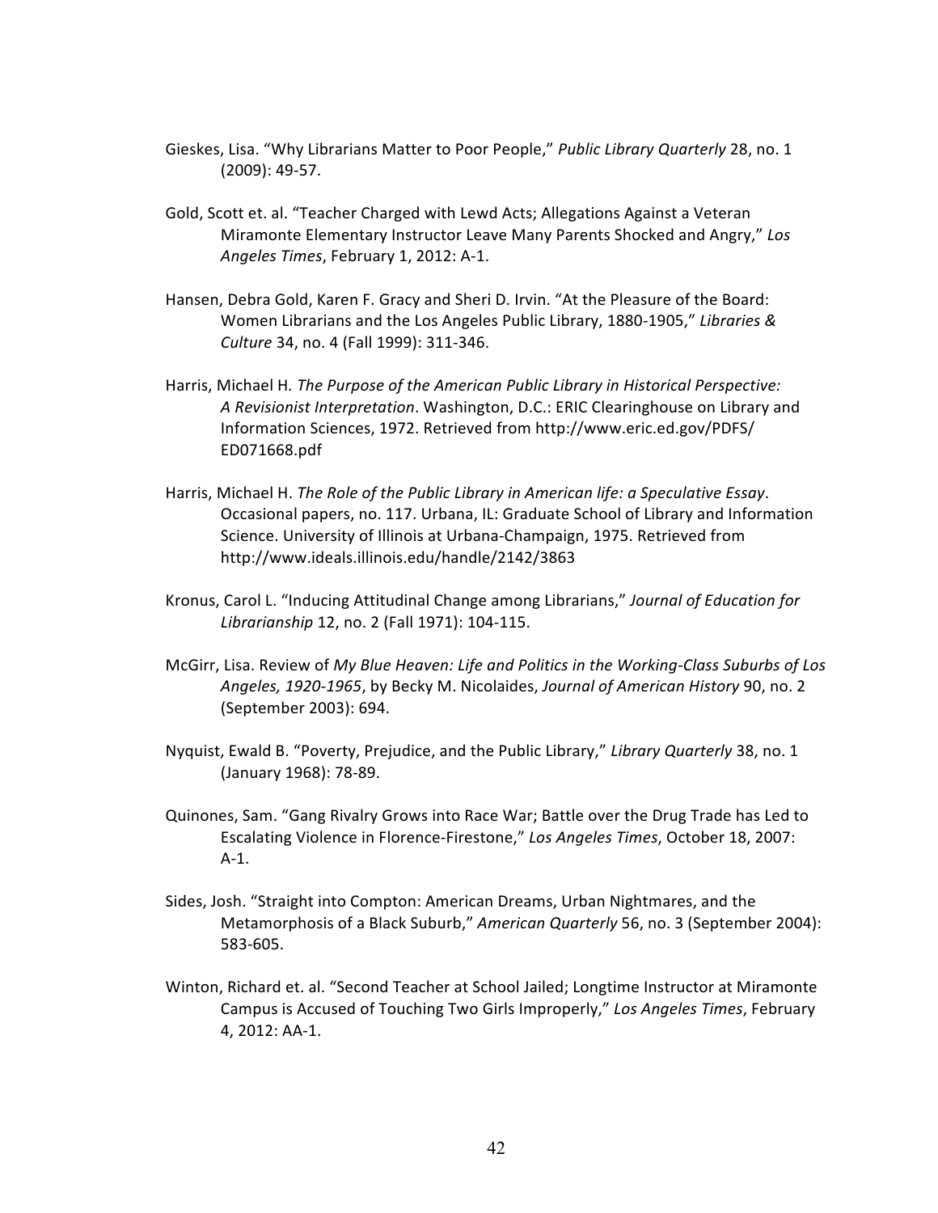Gieskes, Lisa. “Why Librarians Matter to Poor People,” *Public Library Quarterly* 28, no. 1 (2009): 49-57.

Gold, Scott et. al. “Teacher Charged with Lewd Acts; Allegations Against a Veteran Miramonte Elementary Instructor Leave Many Parents Shocked and Angry,” *Los Angeles Times*, February 1, 2012: A-1.

Hansen, Debra Gold, Karen F. Gracy and Sheri D. Irvin. “At the Pleasure of the Board: Women Librarians and the Los Angeles Public Library, 1880-1905,” *Libraries & Culture* 34, no. 4 (Fall 1999): 311-346.

Harris, Michael H*. The Purpose of the American Public Library in Historical Perspective: A Revisionist Interpretation*. Washington, D.C.: ERIC Clearinghouse on Library and Information Sciences, 1972. Retrieved from http://www.eric.ed.gov/PDFS/ED071668.pdf

Harris, Michael H. *The Role of the Public Library in American life: a Speculative Essay*. Occasional papers, no. 117. Urbana, IL: Graduate School of Library and Information Science. University of Illinois at Urbana-Champaign, 1975. Retrieved from http://www.ideals.illinois.edu/handle/2142/3863

Kronus, Carol L. “Inducing Attitudinal Change among Librarians,” *Journal of Education for Librarianship* 12, no. 2 (Fall 1971): 104-115.

McGirr, Lisa. Review of *My Blue Heaven: Life and Politics in the Working-Class Suburbs of Los Angeles, 1920-1965*, by Becky M. Nicolaides, *Journal of American History* 90, no. 2 (September 2003): 694.

Nyquist, Ewald B. “Poverty, Prejudice, and the Public Library,” *Library Quarterly* 38, no. 1 (January 1968): 78-89.

Quinones, Sam. “Gang Rivalry Grows into Race War; Battle over the Drug Trade has Led to Escalating Violence in Florence-Firestone,” *Los Angeles Times*, October 18, 2007: A-1.

Sides, Josh. “Straight into Compton: American Dreams, Urban Nightmares, and the Metamorphosis of a Black Suburb,” *American Quarterly* 56, no. 3 (September 2004): 583-605.

Winton, Richard et. al. “Second Teacher at School Jailed; Longtime Instructor at Miramonte Campus is Accused of Touching Two Girls Improperly,” *Los Angeles Times*, February 4, 2012: AA-1.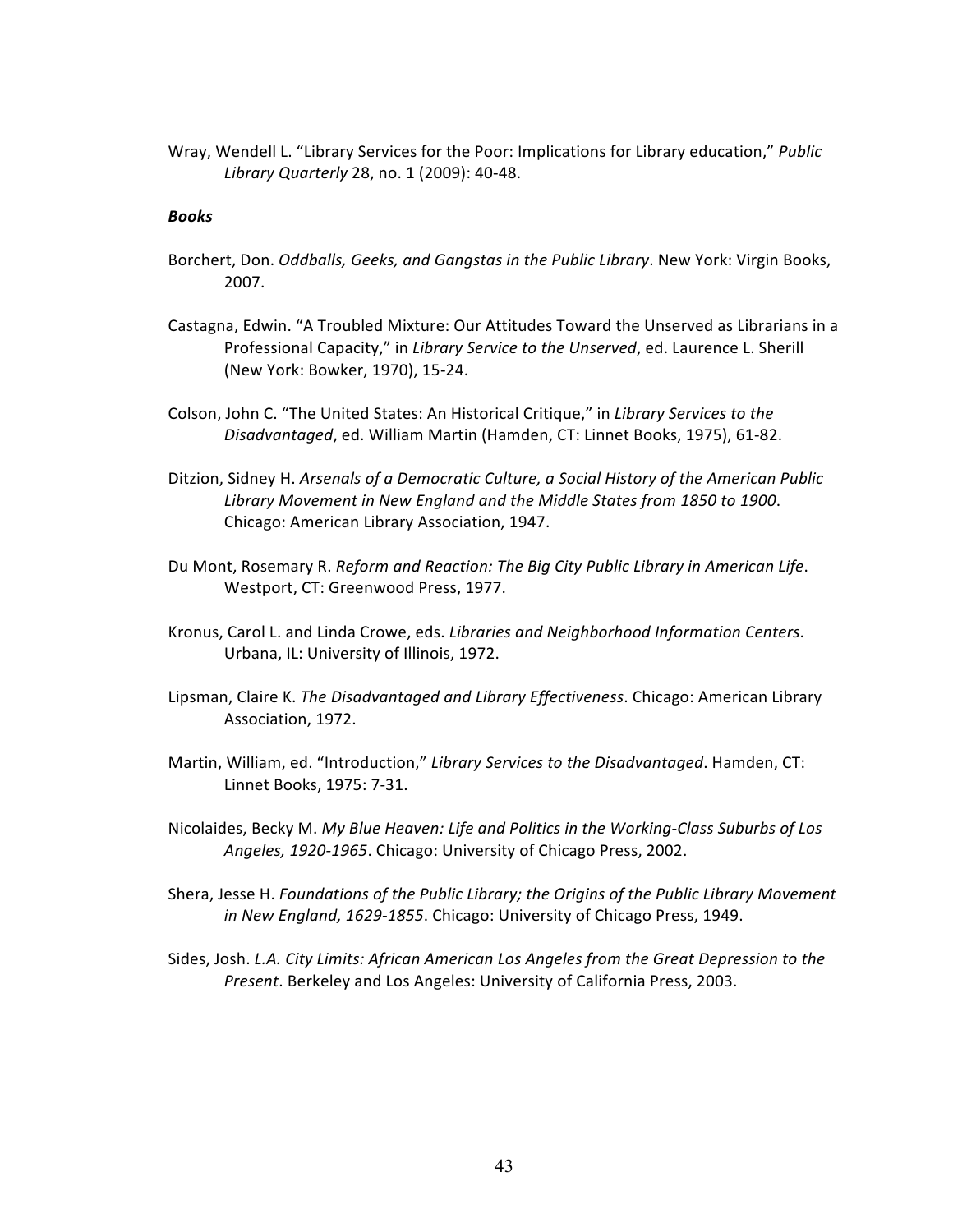Wray, Wendell L. "Library Services for the Poor: Implications for Library education," *Public Library Quarterly* 28, no. 1 (2009): 40-48.

***Books***

Borchert, Don. *Oddballs, Geeks, and Gangstas in the Public Library*. New York: Virgin Books, 2007.

Castagna, Edwin. "A Troubled Mixture: Our Attitudes Toward the Unserved as Librarians in a Professional Capacity," in *Library Service to the Unserved*, ed. Laurence L. Sherill (New York: Bowker, 1970), 15-24.

Colson, John C. "The United States: An Historical Critique," in *Library Services to the Disadvantaged*, ed. William Martin (Hamden, CT: Linnet Books, 1975), 61-82.

Ditzion, Sidney H. *Arsenals of a Democratic Culture, a Social History of the American Public Library Movement in New England and the Middle States from 1850 to 1900*. Chicago: American Library Association, 1947.

Du Mont, Rosemary R. *Reform and Reaction: The Big City Public Library in American Life*. Westport, CT: Greenwood Press, 1977.

Kronus, Carol L. and Linda Crowe, eds. *Libraries and Neighborhood Information Centers*. Urbana, IL: University of Illinois, 1972.

Lipsman, Claire K. *The Disadvantaged and Library Effectiveness*. Chicago: American Library Association, 1972.

Martin, William, ed. "Introduction," *Library Services to the Disadvantaged*. Hamden, CT: Linnet Books, 1975: 7-31.

Nicolaides, Becky M. *My Blue Heaven: Life and Politics in the Working-Class Suburbs of Los Angeles, 1920-1965*. Chicago: University of Chicago Press, 2002.

Shera, Jesse H. *Foundations of the Public Library; the Origins of the Public Library Movement in New England, 1629-1855*. Chicago: University of Chicago Press, 1949.

Sides, Josh. *L.A. City Limits: African American Los Angeles from the Great Depression to the Present*. Berkeley and Los Angeles: University of California Press, 2003.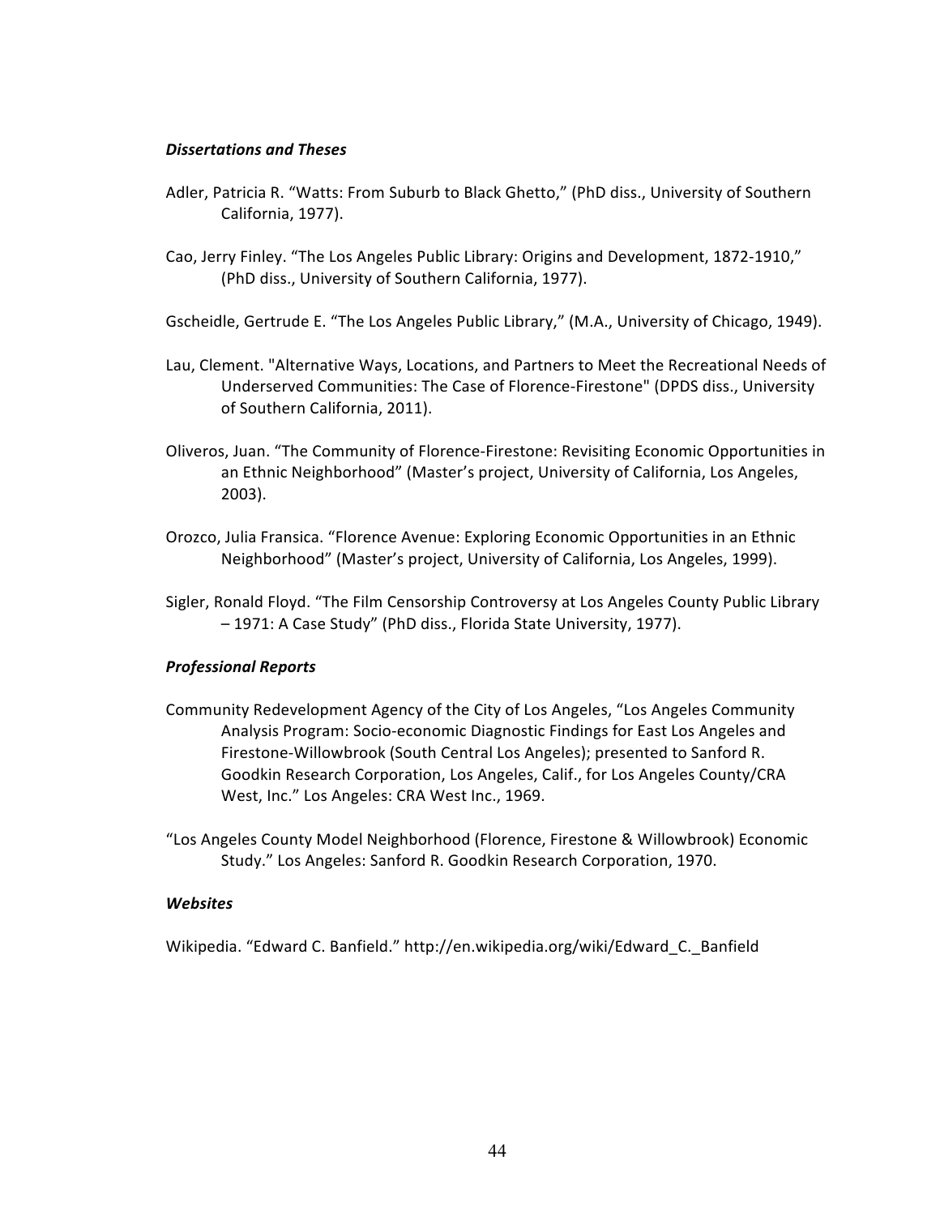### *Dissertations and Theses*

Adler, Patricia R. "Watts: From Suburb to Black Ghetto," (PhD diss., University of Southern California, 1977).

Cao, Jerry Finley. "The Los Angeles Public Library: Origins and Development, 1872-1910," (PhD diss., University of Southern California, 1977).

Gscheidle, Gertrude E. "The Los Angeles Public Library," (M.A., University of Chicago, 1949).

Lau, Clement. "Alternative Ways, Locations, and Partners to Meet the Recreational Needs of Underserved Communities: The Case of Florence-Firestone" (DPDS diss., University of Southern California, 2011).

Oliveros, Juan. "The Community of Florence-Firestone: Revisiting Economic Opportunities in an Ethnic Neighborhood" (Master's project, University of California, Los Angeles, 2003).

Orozco, Julia Fransica. "Florence Avenue: Exploring Economic Opportunities in an Ethnic Neighborhood" (Master's project, University of California, Los Angeles, 1999).

Sigler, Ronald Floyd. "The Film Censorship Controversy at Los Angeles County Public Library – 1971: A Case Study" (PhD diss., Florida State University, 1977).

### *Professional Reports*

Community Redevelopment Agency of the City of Los Angeles, "Los Angeles Community Analysis Program: Socio-economic Diagnostic Findings for East Los Angeles and Firestone-Willowbrook (South Central Los Angeles); presented to Sanford R. Goodkin Research Corporation, Los Angeles, Calif., for Los Angeles County/CRA West, Inc." Los Angeles: CRA West Inc., 1969.

"Los Angeles County Model Neighborhood (Florence, Firestone & Willowbrook) Economic Study." Los Angeles: Sanford R. Goodkin Research Corporation, 1970.

### *Websites*

Wikipedia. "Edward C. Banfield." http://en.wikipedia.org/wiki/Edward_C._Banfield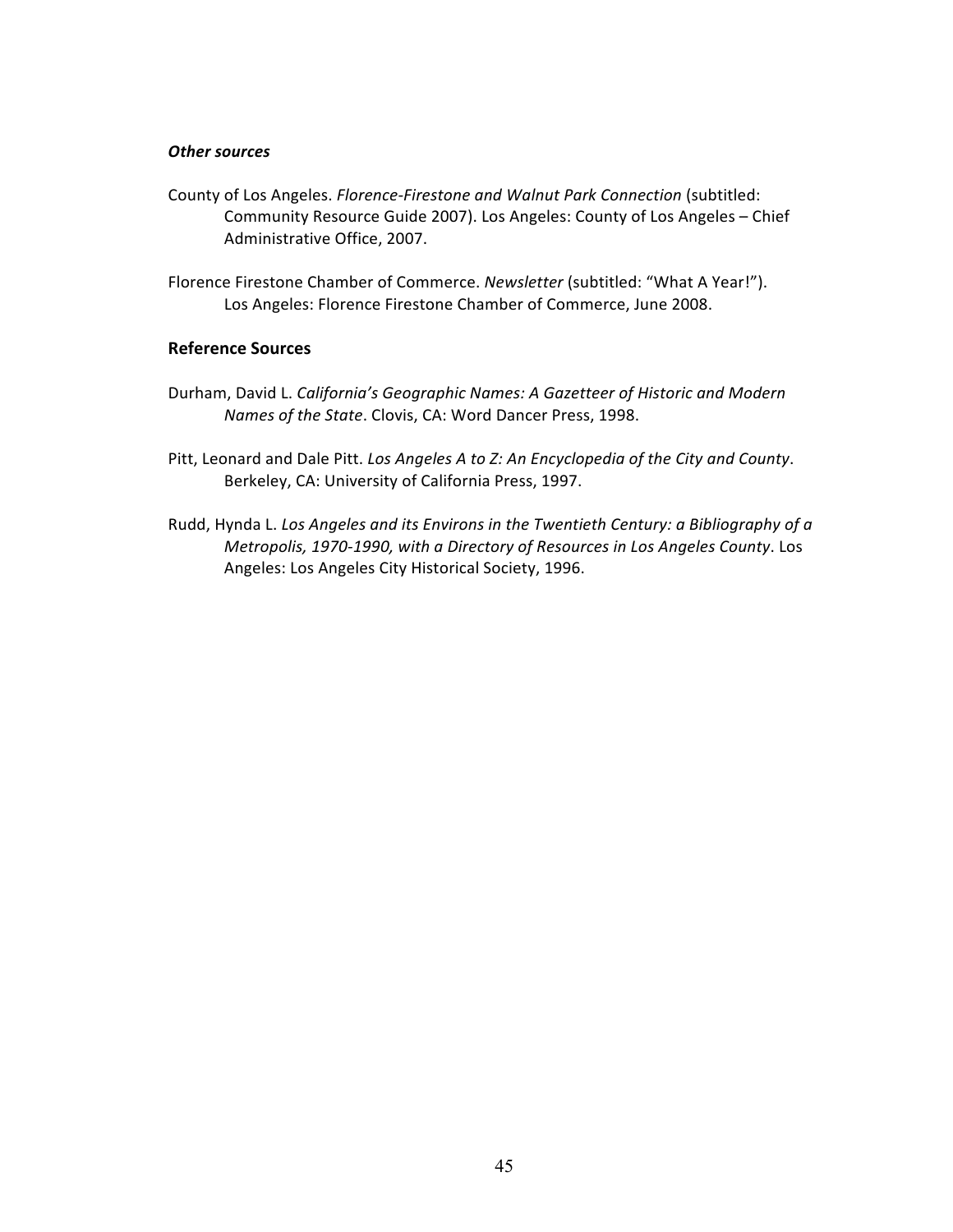***Other sources***

County of Los Angeles. *Florence-Firestone and Walnut Park Connection* (subtitled: Community Resource Guide 2007). Los Angeles: County of Los Angeles – Chief Administrative Office, 2007.

Florence Firestone Chamber of Commerce. *Newsletter* (subtitled: "What A Year!"). Los Angeles: Florence Firestone Chamber of Commerce, June 2008.

## Reference Sources

Durham, David L. *California's Geographic Names: A Gazetteer of Historic and Modern Names of the State*. Clovis, CA: Word Dancer Press, 1998.

Pitt, Leonard and Dale Pitt. *Los Angeles A to Z: An Encyclopedia of the City and County*. Berkeley, CA: University of California Press, 1997.

Rudd, Hynda L. *Los Angeles and its Environs in the Twentieth Century: a Bibliography of a Metropolis, 1970-1990, with a Directory of Resources in Los Angeles County*. Los Angeles: Los Angeles City Historical Society, 1996.